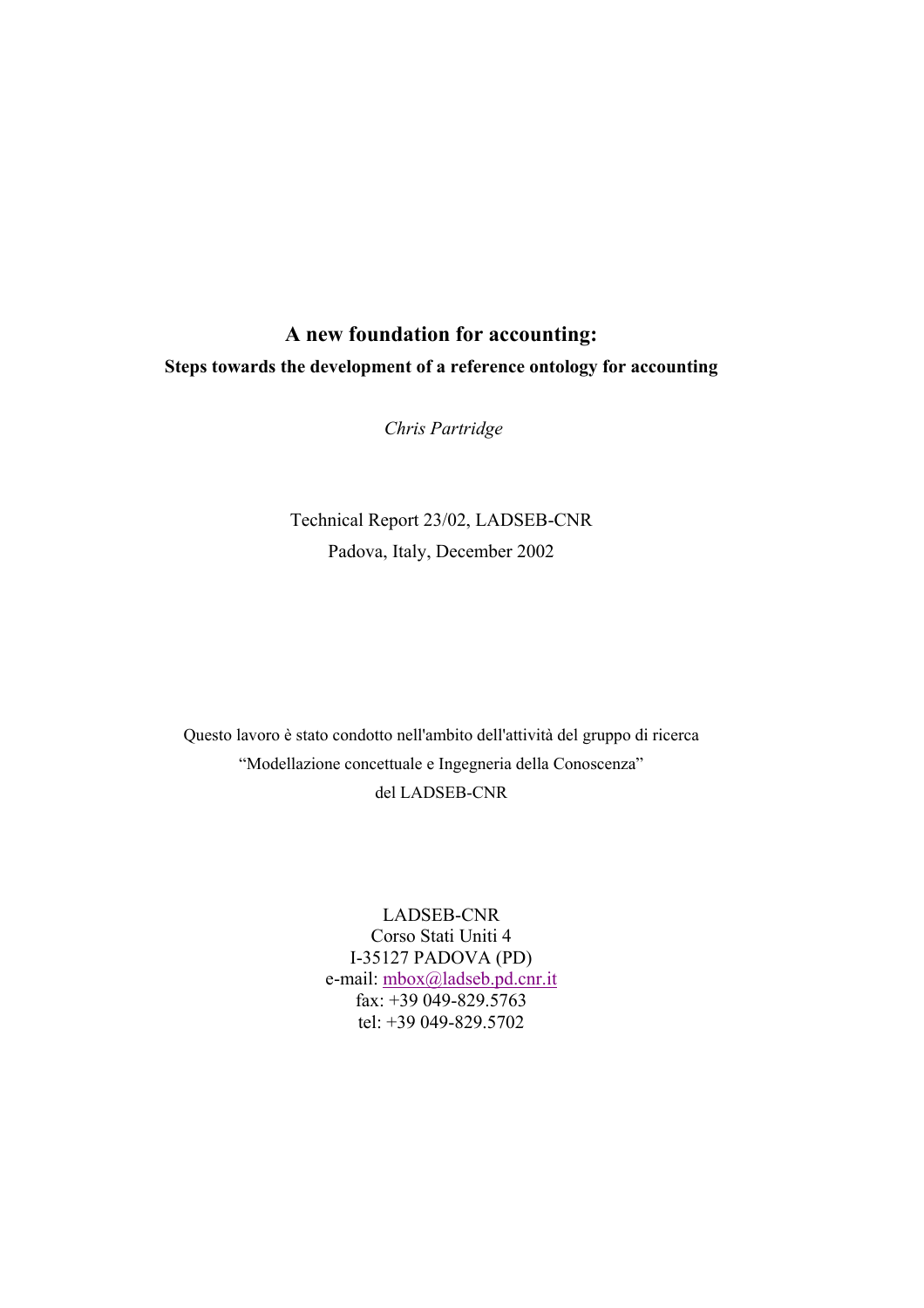# A new foundation for accounting:

## Steps towards the development of a reference ontology for accounting

*Chris Partridge*

Technical Report 23/02, LADSEB-CNR

Padova, Italy, December 2002

Questo lavoro è stato condotto nell'ambito dell'attività del gruppo di ricerca "Modellazione concettuale e Ingegneria della Conoscenza" del LADSEB-CNR

LADSEB-CNR
Corso Stati Uniti 4
I-35127 PADOVA (PD)
e-mail: mbox@ladseb.pd.cnr.it
fax: +39 049-829.5763
tel: +39 049-829.5702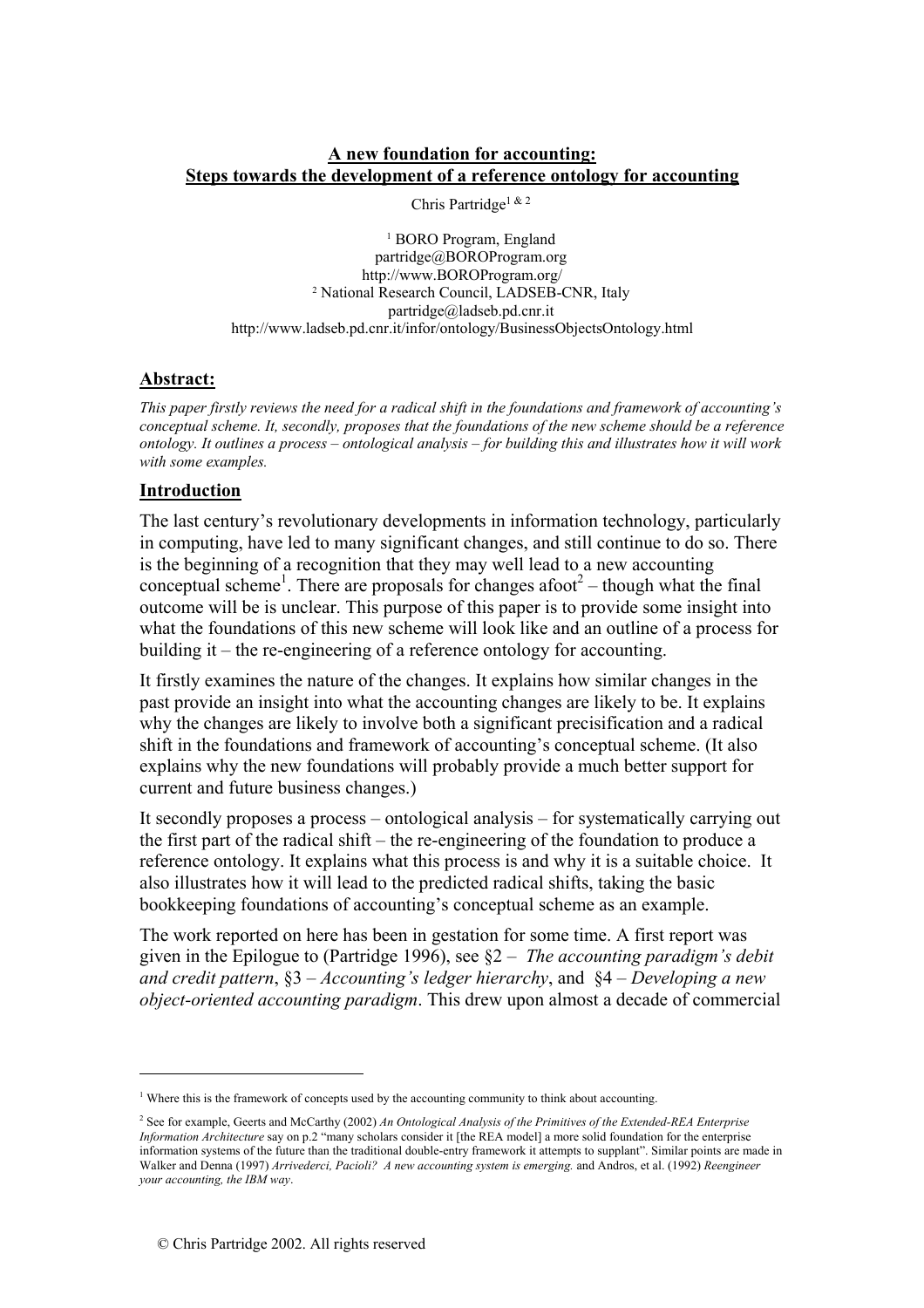# A new foundation for accounting: Steps towards the development of a reference ontology for accounting

Chris Partridge[1 & 2]

[1] BORO Program, England
partridge@BOROProgram.org
http://www.BOROProgram.org/
[2] National Research Council, LADSEB-CNR, Italy
partridge@ladseb.pd.cnr.it
http://www.ladseb.pd.cnr.it/infor/ontology/BusinessObjectsOntology.html

## Abstract:

*This paper firstly reviews the need for a radical shift in the foundations and framework of accounting's conceptual scheme. It, secondly, proposes that the foundations of the new scheme should be a reference ontology. It outlines a process – ontological analysis – for building this and illustrates how it will work with some examples.*

## Introduction

The last century's revolutionary developments in information technology, particularly in computing, have led to many significant changes, and still continue to do so. There is the beginning of a recognition that they may well lead to a new accounting conceptual scheme[1]. There are proposals for changes afoot[2] – though what the final outcome will be is unclear. This purpose of this paper is to provide some insight into what the foundations of this new scheme will look like and an outline of a process for building it – the re-engineering of a reference ontology for accounting.

It firstly examines the nature of the changes. It explains how similar changes in the past provide an insight into what the accounting changes are likely to be. It explains why the changes are likely to involve both a significant precisification and a radical shift in the foundations and framework of accounting's conceptual scheme. (It also explains why the new foundations will probably provide a much better support for current and future business changes.)

It secondly proposes a process – ontological analysis – for systematically carrying out the first part of the radical shift – the re-engineering of the foundation to produce a reference ontology. It explains what this process is and why it is a suitable choice. It also illustrates how it will lead to the predicted radical shifts, taking the basic bookkeeping foundations of accounting's conceptual scheme as an example.

The work reported on here has been in gestation for some time. A first report was given in the Epilogue to (Partridge 1996), see §2 – *The accounting paradigm's debit and credit pattern*, §3 – *Accounting's ledger hierarchy*, and §4 – *Developing a new object-oriented accounting paradigm*. This drew upon almost a decade of commercial

---

[1] Where this is the framework of concepts used by the accounting community to think about accounting.

[2] See for example, Geerts and McCarthy (2002) *An Ontological Analysis of the Primitives of the Extended-REA Enterprise Information Architecture* say on p.2 "many scholars consider it [the REA model] a more solid foundation for the enterprise information systems of the future than the traditional double-entry framework it attempts to supplant". Similar points are made in Walker and Denna (1997) *Arrivederci, Pacioli? A new accounting system is emerging.* and Andros, et al. (1992) *Reengineer your accounting, the IBM way*.

© Chris Partridge 2002. All rights reserved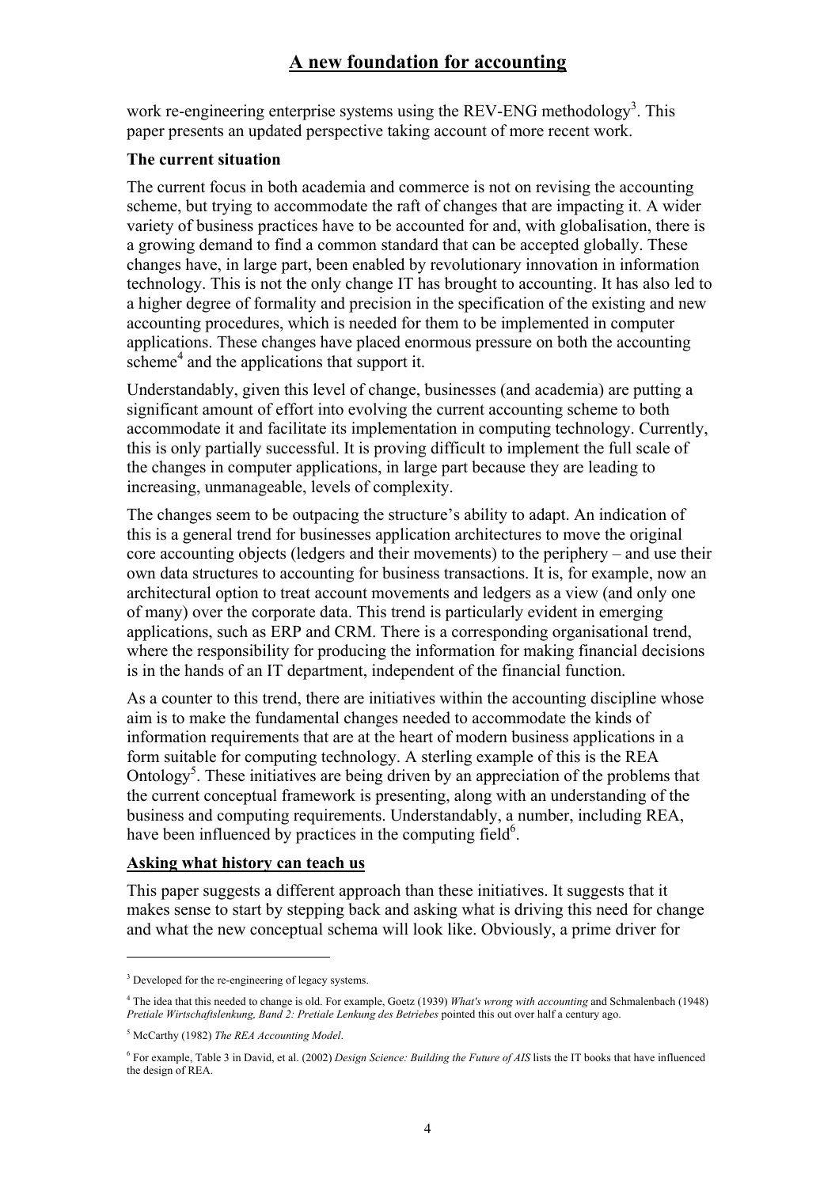work re-engineering enterprise systems using the REV-ENG methodology[3]. This paper presents an updated perspective taking account of more recent work.

**The current situation**

The current focus in both academia and commerce is not on revising the accounting scheme, but trying to accommodate the raft of changes that are impacting it. A wider variety of business practices have to be accounted for and, with globalisation, there is a growing demand to find a common standard that can be accepted globally. These changes have, in large part, been enabled by revolutionary innovation in information technology. This is not the only change IT has brought to accounting. It has also led to a higher degree of formality and precision in the specification of the existing and new accounting procedures, which is needed for them to be implemented in computer applications. These changes have placed enormous pressure on both the accounting scheme[4] and the applications that support it.

Understandably, given this level of change, businesses (and academia) are putting a significant amount of effort into evolving the current accounting scheme to both accommodate it and facilitate its implementation in computing technology. Currently, this is only partially successful. It is proving difficult to implement the full scale of the changes in computer applications, in large part because they are leading to increasing, unmanageable, levels of complexity.

The changes seem to be outpacing the structure's ability to adapt. An indication of this is a general trend for businesses application architectures to move the original core accounting objects (ledgers and their movements) to the periphery – and use their own data structures to accounting for business transactions. It is, for example, now an architectural option to treat account movements and ledgers as a view (and only one of many) over the corporate data. This trend is particularly evident in emerging applications, such as ERP and CRM. There is a corresponding organisational trend, where the responsibility for producing the information for making financial decisions is in the hands of an IT department, independent of the financial function.

As a counter to this trend, there are initiatives within the accounting discipline whose aim is to make the fundamental changes needed to accommodate the kinds of information requirements that are at the heart of modern business applications in a form suitable for computing technology. A sterling example of this is the REA Ontology[5]. These initiatives are being driven by an appreciation of the problems that the current conceptual framework is presenting, along with an understanding of the business and computing requirements. Understandably, a number, including REA, have been influenced by practices in the computing field[6].

**Asking what history can teach us**

This paper suggests a different approach than these initiatives. It suggests that it makes sense to start by stepping back and asking what is driving this need for change and what the new conceptual schema will look like. Obviously, a prime driver for

---

[3] Developed for the re-engineering of legacy systems.

[4] The idea that this needed to change is old. For example, Goetz (1939) *What's wrong with accounting* and Schmalenbach (1948) *Pretiale Wirtschaftslenkung, Band 2: Pretiale Lenkung des Betriebes* pointed this out over half a century ago.

[5] McCarthy (1982) *The REA Accounting Model*.

[6] For example, Table 3 in David, et al. (2002) *Design Science: Building the Future of AIS* lists the IT books that have influenced the design of REA.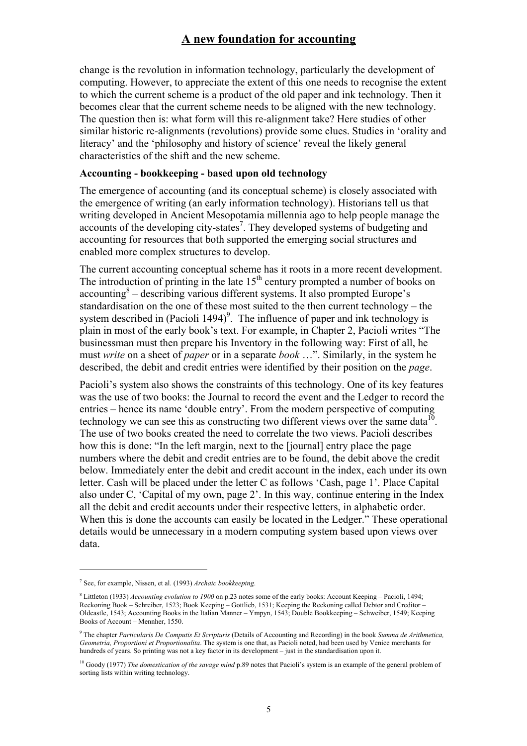change is the revolution in information technology, particularly the development of computing. However, to appreciate the extent of this one needs to recognise the extent to which the current scheme is a product of the old paper and ink technology. Then it becomes clear that the current scheme needs to be aligned with the new technology. The question then is: what form will this re-alignment take? Here studies of other similar historic re-alignments (revolutions) provide some clues. Studies in 'orality and literacy' and the 'philosophy and history of science' reveal the likely general characteristics of the shift and the new scheme.

**Accounting - bookkeeping - based upon old technology**

The emergence of accounting (and its conceptual scheme) is closely associated with the emergence of writing (an early information technology). Historians tell us that writing developed in Ancient Mesopotamia millennia ago to help people manage the accounts of the developing city-states[7]. They developed systems of budgeting and accounting for resources that both supported the emerging social structures and enabled more complex structures to develop.

The current accounting conceptual scheme has it roots in a more recent development. The introduction of printing in the late 15th century prompted a number of books on accounting[8] – describing various different systems. It also prompted Europe's standardisation on the one of these most suited to the then current technology – the system described in (Pacioli 1494)[9]. The influence of paper and ink technology is plain in most of the early book's text. For example, in Chapter 2, Pacioli writes "The businessman must then prepare his Inventory in the following way: First of all, he must *write* on a sheet of *paper* or in a separate *book* …". Similarly, in the system he described, the debit and credit entries were identified by their position on the *page*.

Pacioli's system also shows the constraints of this technology. One of its key features was the use of two books: the Journal to record the event and the Ledger to record the entries – hence its name 'double entry'. From the modern perspective of computing technology we can see this as constructing two different views over the same data[10]. The use of two books created the need to correlate the two views. Pacioli describes how this is done: "In the left margin, next to the [journal] entry place the page numbers where the debit and credit entries are to be found, the debit above the credit below. Immediately enter the debit and credit account in the index, each under its own letter. Cash will be placed under the letter C as follows 'Cash, page 1'. Place Capital also under C, 'Capital of my own, page 2'. In this way, continue entering in the Index all the debit and credit accounts under their respective letters, in alphabetic order. When this is done the accounts can easily be located in the Ledger." These operational details would be unnecessary in a modern computing system based upon views over data.

---

[7] See, for example, Nissen, et al. (1993) *Archaic bookkeeping*.

[8] Littleton (1933) *Accounting evolution to 1900* on p.23 notes some of the early books: Account Keeping – Pacioli, 1494; Reckoning Book – Schreiber, 1523; Book Keeping – Gottlieb, 1531; Keeping the Reckoning called Debtor and Creditor – Oldcastle, 1543; Accounting Books in the Italian Manner – Ympyn, 1543; Double Bookkeeping – Schweiber, 1549; Keeping Books of Account – Mennher, 1550.

[9] The chapter *Particularis De Computis Et Scripturis* (Details of Accounting and Recording) in the book *Summa de Arithmetica, Geometria, Proportioni et Proportionalita*. The system is one that, as Pacioli noted, had been used by Venice merchants for hundreds of years. So printing was not a key factor in its development – just in the standardisation upon it.

[10] Goody (1977) *The domestication of the savage mind* p.89 notes that Pacioli's system is an example of the general problem of sorting lists within writing technology.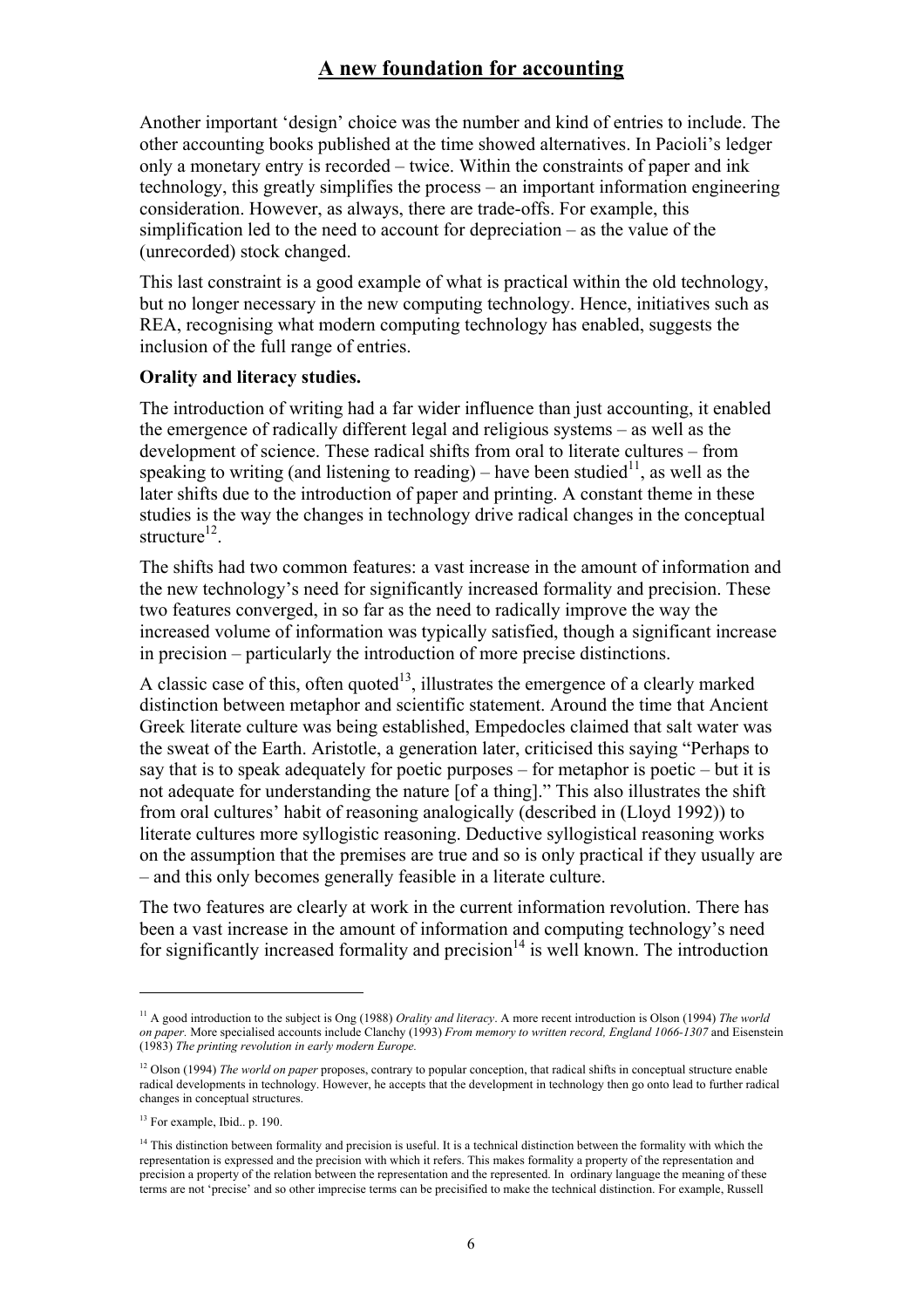Another important 'design' choice was the number and kind of entries to include. The other accounting books published at the time showed alternatives. In Pacioli's ledger only a monetary entry is recorded – twice. Within the constraints of paper and ink technology, this greatly simplifies the process – an important information engineering consideration. However, as always, there are trade-offs. For example, this simplification led to the need to account for depreciation – as the value of the (unrecorded) stock changed.

This last constraint is a good example of what is practical within the old technology, but no longer necessary in the new computing technology. Hence, initiatives such as REA, recognising what modern computing technology has enabled, suggests the inclusion of the full range of entries.

**Orality and literacy studies.**

The introduction of writing had a far wider influence than just accounting, it enabled the emergence of radically different legal and religious systems – as well as the development of science. These radical shifts from oral to literate cultures – from speaking to writing (and listening to reading) – have been studied[11], as well as the later shifts due to the introduction of paper and printing. A constant theme in these studies is the way the changes in technology drive radical changes in the conceptual structure[12].

The shifts had two common features: a vast increase in the amount of information and the new technology's need for significantly increased formality and precision. These two features converged, in so far as the need to radically improve the way the increased volume of information was typically satisfied, though a significant increase in precision – particularly the introduction of more precise distinctions.

A classic case of this, often quoted[13], illustrates the emergence of a clearly marked distinction between metaphor and scientific statement. Around the time that Ancient Greek literate culture was being established, Empedocles claimed that salt water was the sweat of the Earth. Aristotle, a generation later, criticised this saying "Perhaps to say that is to speak adequately for poetic purposes – for metaphor is poetic – but it is not adequate for understanding the nature [of a thing]." This also illustrates the shift from oral cultures' habit of reasoning analogically (described in (Lloyd 1992)) to literate cultures more syllogistic reasoning. Deductive syllogistical reasoning works on the assumption that the premises are true and so is only practical if they usually are – and this only becomes generally feasible in a literate culture.

The two features are clearly at work in the current information revolution. There has been a vast increase in the amount of information and computing technology's need for significantly increased formality and precision[14] is well known. The introduction

---

[11] A good introduction to the subject is Ong (1988) *Orality and literacy*. A more recent introduction is Olson (1994) *The world on paper.* More specialised accounts include Clanchy (1993) *From memory to written record, England 1066-1307* and Eisenstein (1983) *The printing revolution in early modern Europe.*

[12] Olson (1994) *The world on paper* proposes, contrary to popular conception, that radical shifts in conceptual structure enable radical developments in technology. However, he accepts that the development in technology then go onto lead to further radical changes in conceptual structures.

[13] For example, Ibid.. p. 190.

[14] This distinction between formality and precision is useful. It is a technical distinction between the formality with which the representation is expressed and the precision with which it refers. This makes formality a property of the representation and precision a property of the relation between the representation and the represented. In ordinary language the meaning of these terms are not 'precise' and so other imprecise terms can be precisified to make the technical distinction. For example, Russell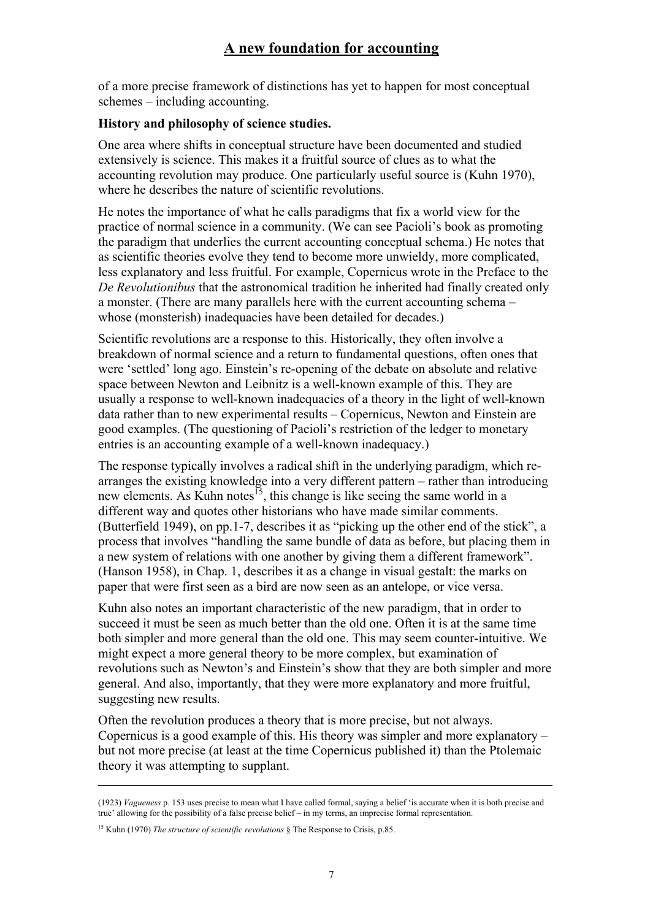of a more precise framework of distinctions has yet to happen for most conceptual schemes – including accounting.

**History and philosophy of science studies.**

One area where shifts in conceptual structure have been documented and studied extensively is science. This makes it a fruitful source of clues as to what the accounting revolution may produce. One particularly useful source is (Kuhn 1970), where he describes the nature of scientific revolutions.

He notes the importance of what he calls paradigms that fix a world view for the practice of normal science in a community. (We can see Pacioli's book as promoting the paradigm that underlies the current accounting conceptual schema.) He notes that as scientific theories evolve they tend to become more unwieldy, more complicated, less explanatory and less fruitful. For example, Copernicus wrote in the Preface to the *De Revolutionibus* that the astronomical tradition he inherited had finally created only a monster. (There are many parallels here with the current accounting schema – whose (monsterish) inadequacies have been detailed for decades.)

Scientific revolutions are a response to this. Historically, they often involve a breakdown of normal science and a return to fundamental questions, often ones that were 'settled' long ago. Einstein's re-opening of the debate on absolute and relative space between Newton and Leibnitz is a well-known example of this. They are usually a response to well-known inadequacies of a theory in the light of well-known data rather than to new experimental results – Copernicus, Newton and Einstein are good examples. (The questioning of Pacioli's restriction of the ledger to monetary entries is an accounting example of a well-known inadequacy.)

The response typically involves a radical shift in the underlying paradigm, which re-arranges the existing knowledge into a very different pattern – rather than introducing new elements. As Kuhn notes[15], this change is like seeing the same world in a different way and quotes other historians who have made similar comments. (Butterfield 1949), on pp.1-7, describes it as "picking up the other end of the stick", a process that involves "handling the same bundle of data as before, but placing them in a new system of relations with one another by giving them a different framework". (Hanson 1958), in Chap. 1, describes it as a change in visual gestalt: the marks on paper that were first seen as a bird are now seen as an antelope, or vice versa.

Kuhn also notes an important characteristic of the new paradigm, that in order to succeed it must be seen as much better than the old one. Often it is at the same time both simpler and more general than the old one. This may seem counter-intuitive. We might expect a more general theory to be more complex, but examination of revolutions such as Newton's and Einstein's show that they are both simpler and more general. And also, importantly, that they were more explanatory and more fruitful, suggesting new results.

Often the revolution produces a theory that is more precise, but not always. Copernicus is a good example of this. His theory was simpler and more explanatory – but not more precise (at least at the time Copernicus published it) than the Ptolemaic theory it was attempting to supplant.

---

(1923) *Vagueness* p. 153 uses precise to mean what I have called formal, saying a belief 'is accurate when it is both precise and true' allowing for the possibility of a false precise belief – in my terms, an imprecise formal representation.

[15] Kuhn (1970) *The structure of scientific revolutions* § The Response to Crisis, p.85.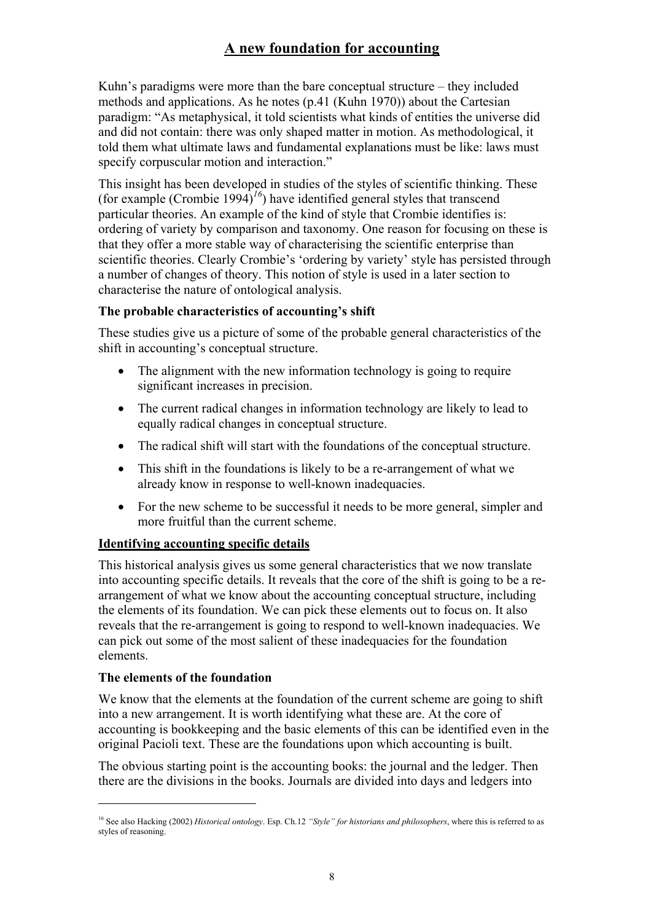## A new foundation for accounting

Kuhn's paradigms were more than the bare conceptual structure – they included methods and applications. As he notes (p.41 (Kuhn 1970)) about the Cartesian paradigm: "As metaphysical, it told scientists what kinds of entities the universe did and did not contain: there was only shaped matter in motion. As methodological, it told them what ultimate laws and fundamental explanations must be like: laws must specify corpuscular motion and interaction."

This insight has been developed in studies of the styles of scientific thinking. These (for example (Crombie 1994)[16]) have identified general styles that transcend particular theories. An example of the kind of style that Crombie identifies is: ordering of variety by comparison and taxonomy. One reason for focusing on these is that they offer a more stable way of characterising the scientific enterprise than scientific theories. Clearly Crombie's 'ordering by variety' style has persisted through a number of changes of theory. This notion of style is used in a later section to characterise the nature of ontological analysis.

**The probable characteristics of accounting's shift**

These studies give us a picture of some of the probable general characteristics of the shift in accounting's conceptual structure.

- The alignment with the new information technology is going to require significant increases in precision.
- The current radical changes in information technology are likely to lead to equally radical changes in conceptual structure.
- The radical shift will start with the foundations of the conceptual structure.
- This shift in the foundations is likely to be a re-arrangement of what we already know in response to well-known inadequacies.
- For the new scheme to be successful it needs to be more general, simpler and more fruitful than the current scheme.

### Identifying accounting specific details

This historical analysis gives us some general characteristics that we now translate into accounting specific details. It reveals that the core of the shift is going to be a re-arrangement of what we know about the accounting conceptual structure, including the elements of its foundation. We can pick these elements out to focus on. It also reveals that the re-arrangement is going to respond to well-known inadequacies. We can pick out some of the most salient of these inadequacies for the foundation elements.

**The elements of the foundation**

We know that the elements at the foundation of the current scheme are going to shift into a new arrangement. It is worth identifying what these are. At the core of accounting is bookkeeping and the basic elements of this can be identified even in the original Pacioli text. These are the foundations upon which accounting is built.

The obvious starting point is the accounting books: the journal and the ledger. Then there are the divisions in the books. Journals are divided into days and ledgers into

[16] See also Hacking (2002) *Historical ontology*. Esp. Ch.12 *"Style" for historians and philosophers*, where this is referred to as styles of reasoning.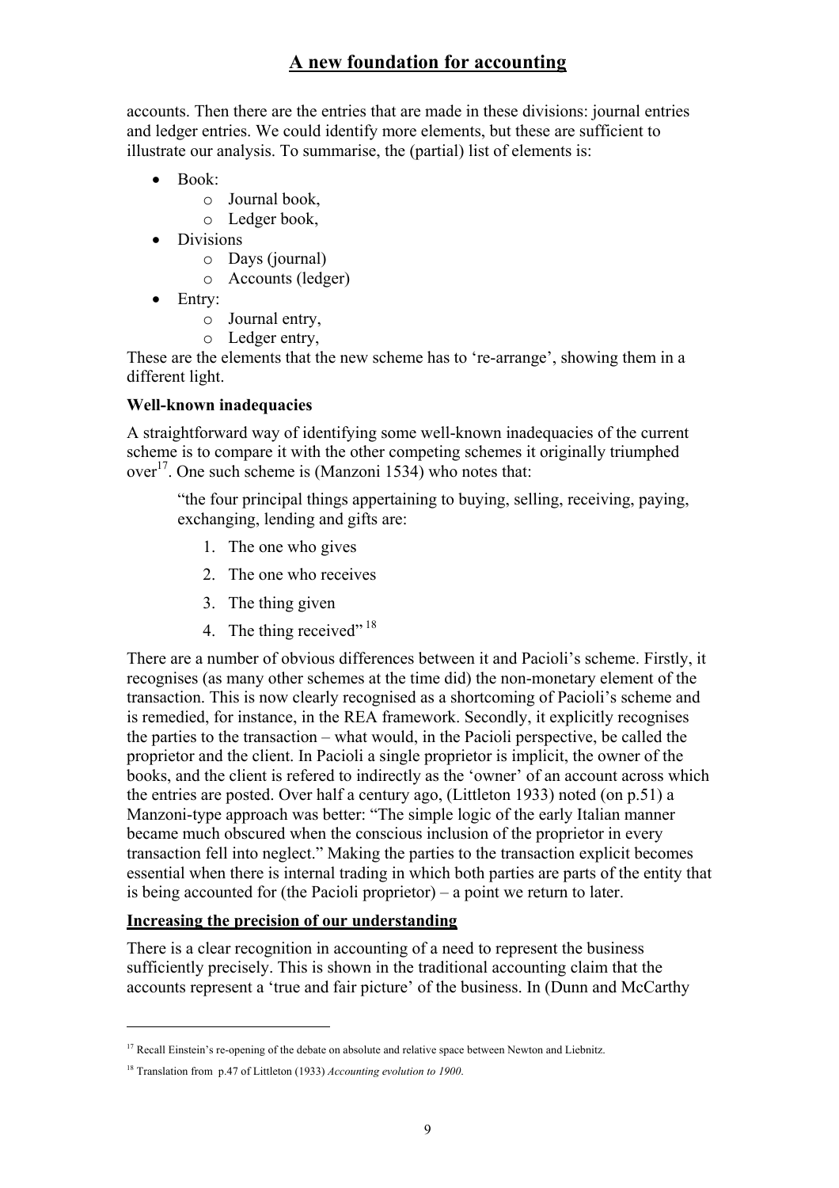accounts. Then there are the entries that are made in these divisions: journal entries and ledger entries. We could identify more elements, but these are sufficient to illustrate our analysis. To summarise, the (partial) list of elements is:

- Book:
  - Journal book,
  - Ledger book,
- Divisions
  - Days (journal)
  - Accounts (ledger)
- Entry:
  - Journal entry,
  - Ledger entry,

These are the elements that the new scheme has to 're-arrange', showing them in a different light.

**Well-known inadequacies**

A straightforward way of identifying some well-known inadequacies of the current scheme is to compare it with the other competing schemes it originally triumphed over[17]. One such scheme is (Manzoni 1534) who notes that:

> "the four principal things appertaining to buying, selling, receiving, paying, exchanging, lending and gifts are:
>
> 1. The one who gives
> 2. The one who receives
> 3. The thing given
> 4. The thing received" [18]

There are a number of obvious differences between it and Pacioli's scheme. Firstly, it recognises (as many other schemes at the time did) the non-monetary element of the transaction. This is now clearly recognised as a shortcoming of Pacioli's scheme and is remedied, for instance, in the REA framework. Secondly, it explicitly recognises the parties to the transaction – what would, in the Pacioli perspective, be called the proprietor and the client. In Pacioli a single proprietor is implicit, the owner of the books, and the client is refered to indirectly as the 'owner' of an account across which the entries are posted. Over half a century ago, (Littleton 1933) noted (on p.51) a Manzoni-type approach was better: "The simple logic of the early Italian manner became much obscured when the conscious inclusion of the proprietor in every transaction fell into neglect." Making the parties to the transaction explicit becomes essential when there is internal trading in which both parties are parts of the entity that is being accounted for (the Pacioli proprietor) – a point we return to later.

**Increasing the precision of our understanding**

There is a clear recognition in accounting of a need to represent the business sufficiently precisely. This is shown in the traditional accounting claim that the accounts represent a 'true and fair picture' of the business. In (Dunn and McCarthy

---

[17] Recall Einstein's re-opening of the debate on absolute and relative space between Newton and Liebnitz.

[18] Translation from p.47 of Littleton (1933) *Accounting evolution to 1900*.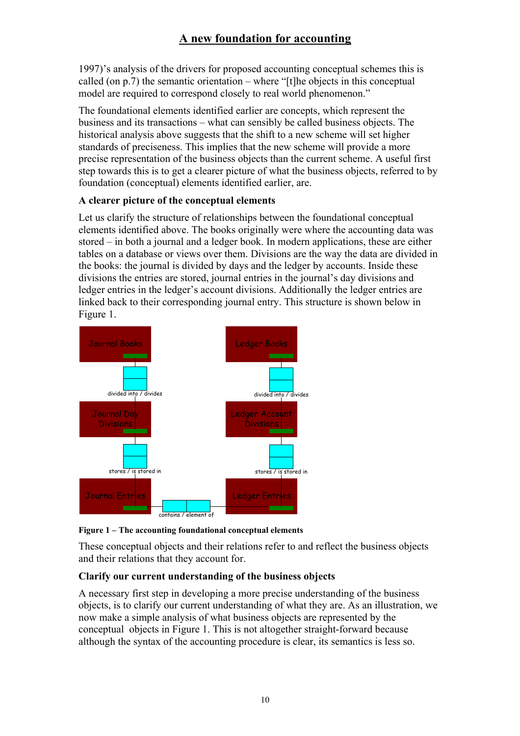1997)'s analysis of the drivers for proposed accounting conceptual schemes this is called (on p.7) the semantic orientation – where "[t]he objects in this conceptual model are required to correspond closely to real world phenomenon."

The foundational elements identified earlier are concepts, which represent the business and its transactions – what can sensibly be called business objects. The historical analysis above suggests that the shift to a new scheme will set higher standards of preciseness. This implies that the new scheme will provide a more precise representation of the business objects than the current scheme. A useful first step towards this is to get a clearer picture of what the business objects, referred to by foundation (conceptual) elements identified earlier, are.

### A clearer picture of the conceptual elements

Let us clarify the structure of relationships between the foundational conceptual elements identified above. The books originally were where the accounting data was stored – in both a journal and a ledger book. In modern applications, these are either tables on a database or views over them. Divisions are the way the data are divided in the books: the journal is divided by days and the ledger by accounts. Inside these divisions the entries are stored, journal entries in the journal's day divisions and ledger entries in the ledger's account divisions. Additionally the ledger entries are linked back to their corresponding journal entry. This structure is shown below in Figure 1.

Journal Books — divided into / divides — Journal Day Divisions — stores / is stored in — Journal Entries

Ledger Books — divided into / divides — Ledger Account Divisions — stores / is stored in — Ledger Entries

Journal Entries — contains / element of — Ledger Entries

**Figure 1 – The accounting foundational conceptual elements**

These conceptual objects and their relations refer to and reflect the business objects and their relations that they account for.

### Clarify our current understanding of the business objects

A necessary first step in developing a more precise understanding of the business objects, is to clarify our current understanding of what they are. As an illustration, we now make a simple analysis of what business objects are represented by the conceptual objects in Figure 1. This is not altogether straight-forward because although the syntax of the accounting procedure is clear, its semantics is less so.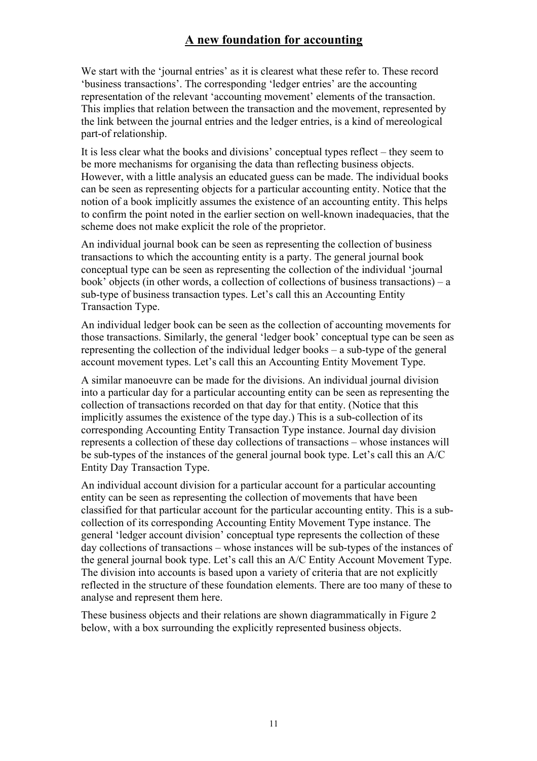## A new foundation for accounting

We start with the 'journal entries' as it is clearest what these refer to. These record 'business transactions'. The corresponding 'ledger entries' are the accounting representation of the relevant 'accounting movement' elements of the transaction. This implies that relation between the transaction and the movement, represented by the link between the journal entries and the ledger entries, is a kind of mereological part-of relationship.

It is less clear what the books and divisions' conceptual types reflect – they seem to be more mechanisms for organising the data than reflecting business objects. However, with a little analysis an educated guess can be made. The individual books can be seen as representing objects for a particular accounting entity. Notice that the notion of a book implicitly assumes the existence of an accounting entity. This helps to confirm the point noted in the earlier section on well-known inadequacies, that the scheme does not make explicit the role of the proprietor.

An individual journal book can be seen as representing the collection of business transactions to which the accounting entity is a party. The general journal book conceptual type can be seen as representing the collection of the individual 'journal book' objects (in other words, a collection of collections of business transactions) – a sub-type of business transaction types. Let's call this an Accounting Entity Transaction Type.

An individual ledger book can be seen as the collection of accounting movements for those transactions. Similarly, the general 'ledger book' conceptual type can be seen as representing the collection of the individual ledger books – a sub-type of the general account movement types. Let's call this an Accounting Entity Movement Type.

A similar manoeuvre can be made for the divisions. An individual journal division into a particular day for a particular accounting entity can be seen as representing the collection of transactions recorded on that day for that entity. (Notice that this implicitly assumes the existence of the type day.) This is a sub-collection of its corresponding Accounting Entity Transaction Type instance. Journal day division represents a collection of these day collections of transactions – whose instances will be sub-types of the instances of the general journal book type. Let's call this an A/C Entity Day Transaction Type.

An individual account division for a particular account for a particular accounting entity can be seen as representing the collection of movements that have been classified for that particular account for the particular accounting entity. This is a sub-collection of its corresponding Accounting Entity Movement Type instance. The general 'ledger account division' conceptual type represents the collection of these day collections of transactions – whose instances will be sub-types of the instances of the general journal book type. Let's call this an A/C Entity Account Movement Type. The division into accounts is based upon a variety of criteria that are not explicitly reflected in the structure of these foundation elements. There are too many of these to analyse and represent them here.

These business objects and their relations are shown diagrammatically in Figure 2 below, with a box surrounding the explicitly represented business objects.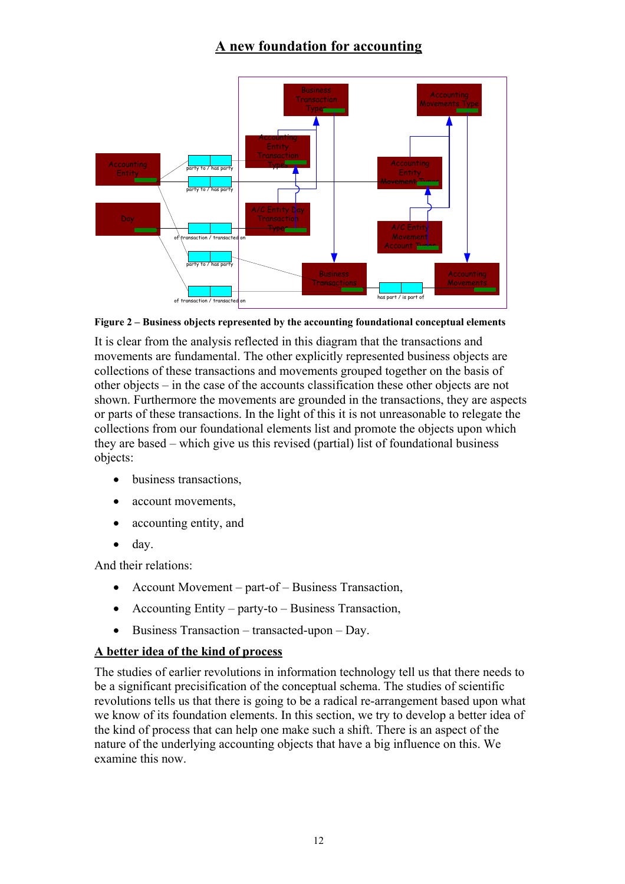## A new foundation for accounting

Figure 2 – Business objects represented by the accounting foundational conceptual elements

It is clear from the analysis reflected in this diagram that the transactions and movements are fundamental. The other explicitly represented business objects are collections of these transactions and movements grouped together on the basis of other objects – in the case of the accounts classification these other objects are not shown. Furthermore the movements are grounded in the transactions, they are aspects or parts of these transactions. In the light of this it is not unreasonable to relegate the collections from our foundational elements list and promote the objects upon which they are based – which give us this revised (partial) list of foundational business objects:

- business transactions,
- account movements,
- accounting entity, and
- day.

And their relations:

- Account Movement – part-of – Business Transaction,
- Accounting Entity – party-to – Business Transaction,
- Business Transaction – transacted-upon – Day.

### A better idea of the kind of process

The studies of earlier revolutions in information technology tell us that there needs to be a significant precisification of the conceptual schema. The studies of scientific revolutions tells us that there is going to be a radical re-arrangement based upon what we know of its foundation elements. In this section, we try to develop a better idea of the kind of process that can help one make such a shift. There is an aspect of the nature of the underlying accounting objects that have a big influence on this. We examine this now.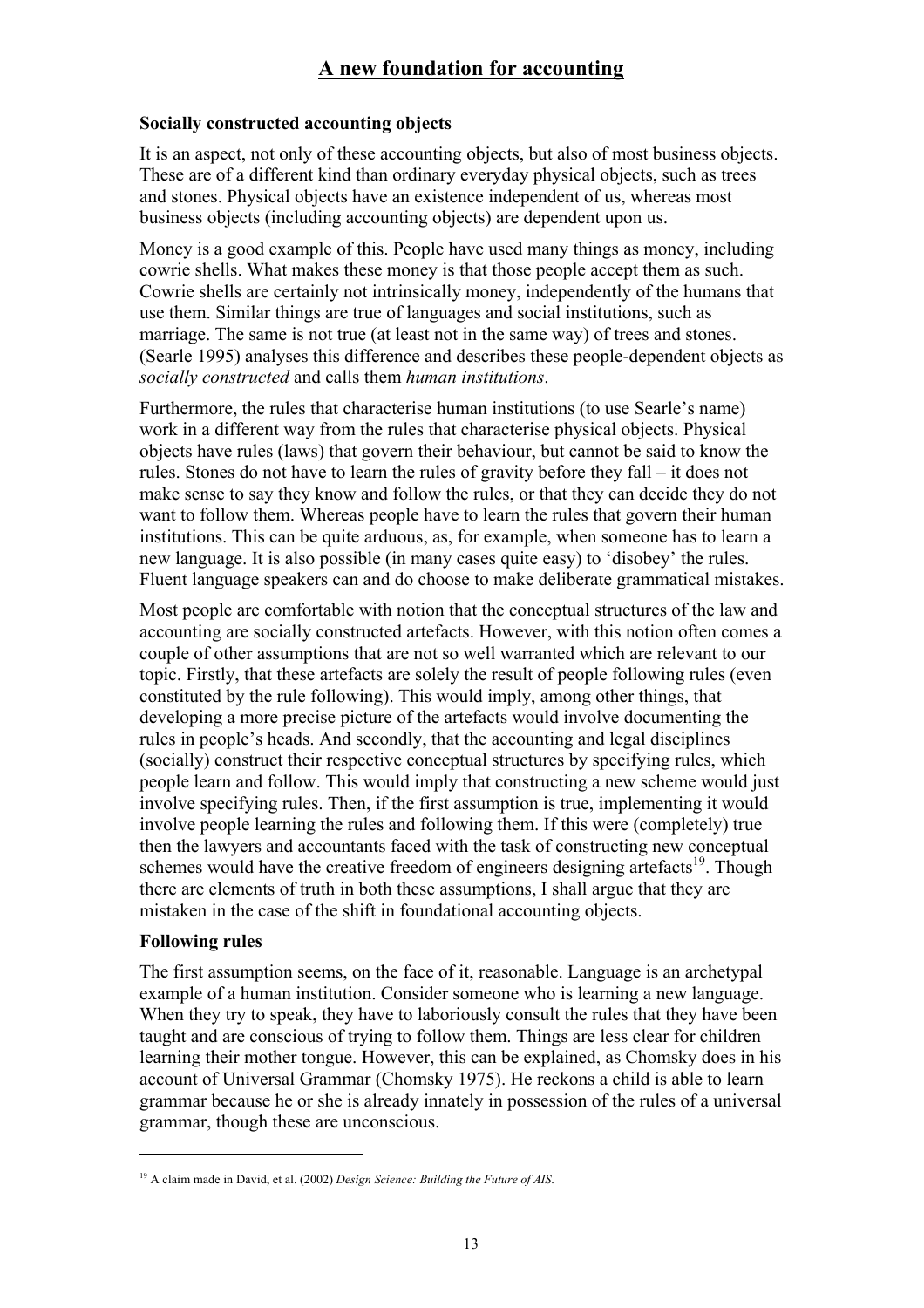## A new foundation for accounting

### Socially constructed accounting objects

It is an aspect, not only of these accounting objects, but also of most business objects. These are of a different kind than ordinary everyday physical objects, such as trees and stones. Physical objects have an existence independent of us, whereas most business objects (including accounting objects) are dependent upon us.

Money is a good example of this. People have used many things as money, including cowrie shells. What makes these money is that those people accept them as such. Cowrie shells are certainly not intrinsically money, independently of the humans that use them. Similar things are true of languages and social institutions, such as marriage. The same is not true (at least not in the same way) of trees and stones. (Searle 1995) analyses this difference and describes these people-dependent objects as *socially constructed* and calls them *human institutions*.

Furthermore, the rules that characterise human institutions (to use Searle's name) work in a different way from the rules that characterise physical objects. Physical objects have rules (laws) that govern their behaviour, but cannot be said to know the rules. Stones do not have to learn the rules of gravity before they fall – it does not make sense to say they know and follow the rules, or that they can decide they do not want to follow them. Whereas people have to learn the rules that govern their human institutions. This can be quite arduous, as, for example, when someone has to learn a new language. It is also possible (in many cases quite easy) to 'disobey' the rules. Fluent language speakers can and do choose to make deliberate grammatical mistakes.

Most people are comfortable with notion that the conceptual structures of the law and accounting are socially constructed artefacts. However, with this notion often comes a couple of other assumptions that are not so well warranted which are relevant to our topic. Firstly, that these artefacts are solely the result of people following rules (even constituted by the rule following). This would imply, among other things, that developing a more precise picture of the artefacts would involve documenting the rules in people's heads. And secondly, that the accounting and legal disciplines (socially) construct their respective conceptual structures by specifying rules, which people learn and follow. This would imply that constructing a new scheme would just involve specifying rules. Then, if the first assumption is true, implementing it would involve people learning the rules and following them. If this were (completely) true then the lawyers and accountants faced with the task of constructing new conceptual schemes would have the creative freedom of engineers designing artefacts[19]. Though there are elements of truth in both these assumptions, I shall argue that they are mistaken in the case of the shift in foundational accounting objects.

### Following rules

The first assumption seems, on the face of it, reasonable. Language is an archetypal example of a human institution. Consider someone who is learning a new language. When they try to speak, they have to laboriously consult the rules that they have been taught and are conscious of trying to follow them. Things are less clear for children learning their mother tongue. However, this can be explained, as Chomsky does in his account of Universal Grammar (Chomsky 1975). He reckons a child is able to learn grammar because he or she is already innately in possession of the rules of a universal grammar, though these are unconscious.

---

[19] A claim made in David, et al. (2002) *Design Science: Building the Future of AIS.*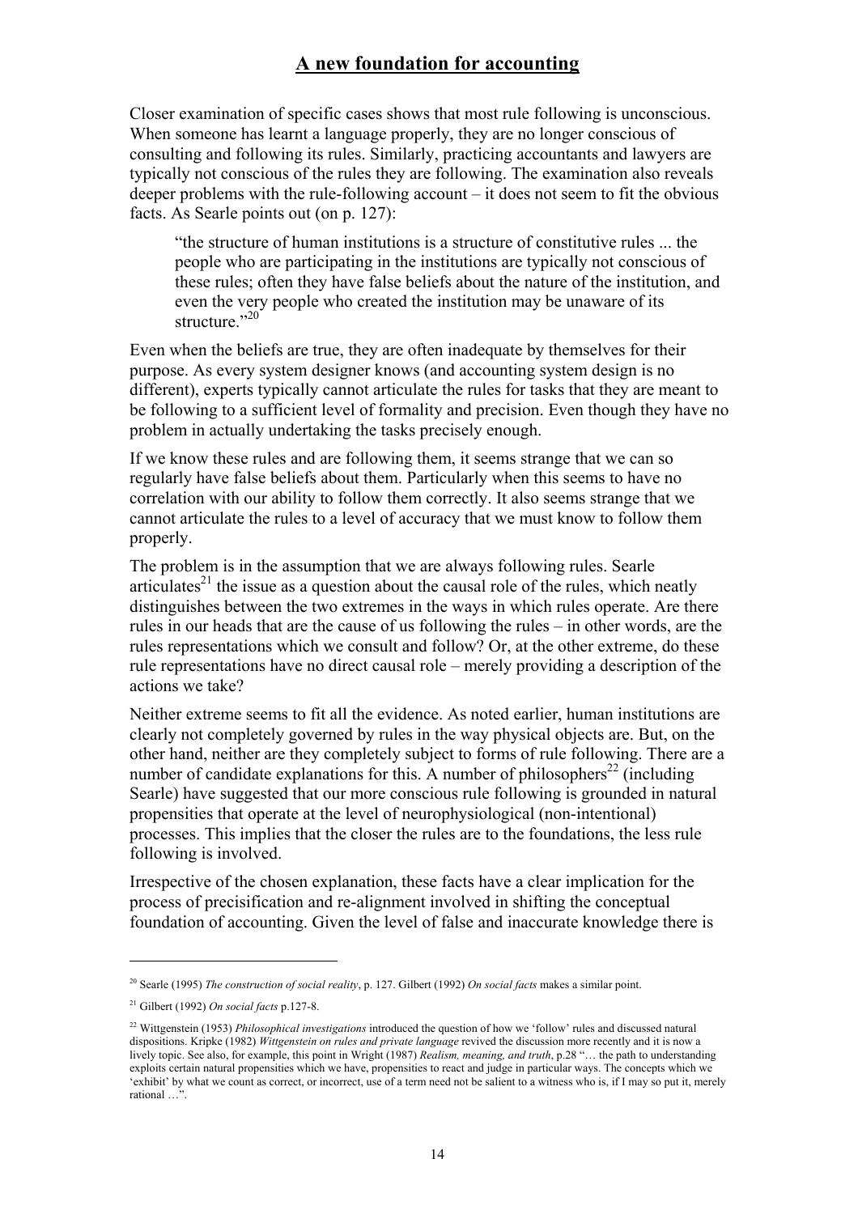Closer examination of specific cases shows that most rule following is unconscious. When someone has learnt a language properly, they are no longer conscious of consulting and following its rules. Similarly, practicing accountants and lawyers are typically not conscious of the rules they are following. The examination also reveals deeper problems with the rule-following account – it does not seem to fit the obvious facts. As Searle points out (on p. 127):

> "the structure of human institutions is a structure of constitutive rules ... the people who are participating in the institutions are typically not conscious of these rules; often they have false beliefs about the nature of the institution, and even the very people who created the institution may be unaware of its structure."[20]

Even when the beliefs are true, they are often inadequate by themselves for their purpose. As every system designer knows (and accounting system design is no different), experts typically cannot articulate the rules for tasks that they are meant to be following to a sufficient level of formality and precision. Even though they have no problem in actually undertaking the tasks precisely enough.

If we know these rules and are following them, it seems strange that we can so regularly have false beliefs about them. Particularly when this seems to have no correlation with our ability to follow them correctly. It also seems strange that we cannot articulate the rules to a level of accuracy that we must know to follow them properly.

The problem is in the assumption that we are always following rules. Searle articulates[21] the issue as a question about the causal role of the rules, which neatly distinguishes between the two extremes in the ways in which rules operate. Are there rules in our heads that are the cause of us following the rules – in other words, are the rules representations which we consult and follow? Or, at the other extreme, do these rule representations have no direct causal role – merely providing a description of the actions we take?

Neither extreme seems to fit all the evidence. As noted earlier, human institutions are clearly not completely governed by rules in the way physical objects are. But, on the other hand, neither are they completely subject to forms of rule following. There are a number of candidate explanations for this. A number of philosophers[22] (including Searle) have suggested that our more conscious rule following is grounded in natural propensities that operate at the level of neurophysiological (non-intentional) processes. This implies that the closer the rules are to the foundations, the less rule following is involved.

Irrespective of the chosen explanation, these facts have a clear implication for the process of precisification and re-alignment involved in shifting the conceptual foundation of accounting. Given the level of false and inaccurate knowledge there is

---

[20] Searle (1995) *The construction of social reality*, p. 127. Gilbert (1992) *On social facts* makes a similar point.

[21] Gilbert (1992) *On social facts* p.127-8.

[22] Wittgenstein (1953) *Philosophical investigations* introduced the question of how we 'follow' rules and discussed natural dispositions. Kripke (1982) *Wittgenstein on rules and private language* revived the discussion more recently and it is now a lively topic. See also, for example, this point in Wright (1987) *Realism, meaning, and truth*, p.28 "… the path to understanding exploits certain natural propensities which we have, propensities to react and judge in particular ways. The concepts which we 'exhibit' by what we count as correct, or incorrect, use of a term need not be salient to a witness who is, if I may so put it, merely rational …".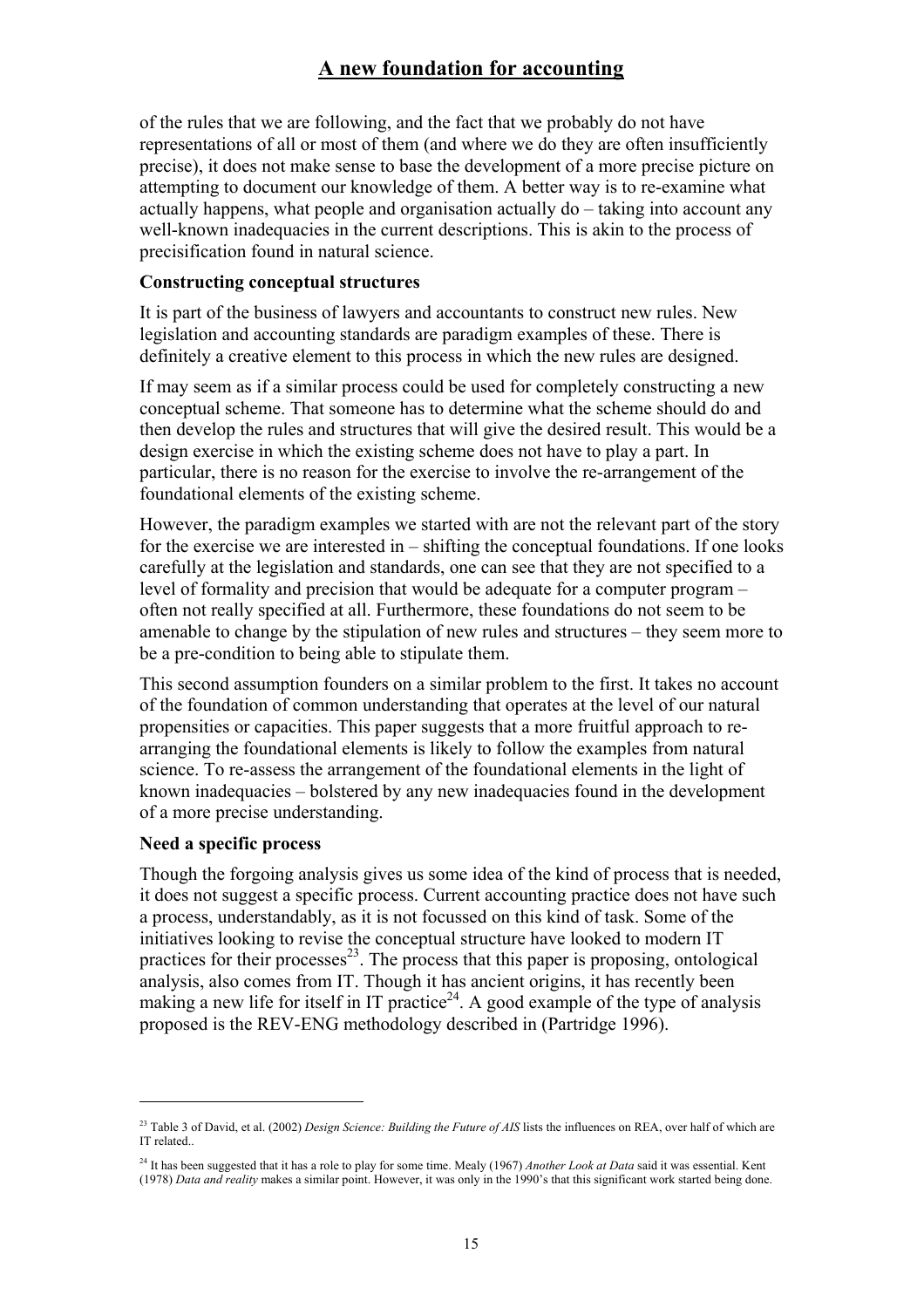of the rules that we are following, and the fact that we probably do not have representations of all or most of them (and where we do they are often insufficiently precise), it does not make sense to base the development of a more precise picture on attempting to document our knowledge of them. A better way is to re-examine what actually happens, what people and organisation actually do – taking into account any well-known inadequacies in the current descriptions. This is akin to the process of precisification found in natural science.

**Constructing conceptual structures**

It is part of the business of lawyers and accountants to construct new rules. New legislation and accounting standards are paradigm examples of these. There is definitely a creative element to this process in which the new rules are designed.

If may seem as if a similar process could be used for completely constructing a new conceptual scheme. That someone has to determine what the scheme should do and then develop the rules and structures that will give the desired result. This would be a design exercise in which the existing scheme does not have to play a part. In particular, there is no reason for the exercise to involve the re-arrangement of the foundational elements of the existing scheme.

However, the paradigm examples we started with are not the relevant part of the story for the exercise we are interested in – shifting the conceptual foundations. If one looks carefully at the legislation and standards, one can see that they are not specified to a level of formality and precision that would be adequate for a computer program – often not really specified at all. Furthermore, these foundations do not seem to be amenable to change by the stipulation of new rules and structures – they seem more to be a pre-condition to being able to stipulate them.

This second assumption founders on a similar problem to the first. It takes no account of the foundation of common understanding that operates at the level of our natural propensities or capacities. This paper suggests that a more fruitful approach to re-arranging the foundational elements is likely to follow the examples from natural science. To re-assess the arrangement of the foundational elements in the light of known inadequacies – bolstered by any new inadequacies found in the development of a more precise understanding.

**Need a specific process**

Though the forgoing analysis gives us some idea of the kind of process that is needed, it does not suggest a specific process. Current accounting practice does not have such a process, understandably, as it is not focussed on this kind of task. Some of the initiatives looking to revise the conceptual structure have looked to modern IT practices for their processes[23]. The process that this paper is proposing, ontological analysis, also comes from IT. Though it has ancient origins, it has recently been making a new life for itself in IT practice[24]. A good example of the type of analysis proposed is the REV-ENG methodology described in (Partridge 1996).

---

[23] Table 3 of David, et al. (2002) *Design Science: Building the Future of AIS* lists the influences on REA, over half of which are IT related..

[24] It has been suggested that it has a role to play for some time. Mealy (1967) *Another Look at Data* said it was essential. Kent (1978) *Data and reality* makes a similar point. However, it was only in the 1990's that this significant work started being done.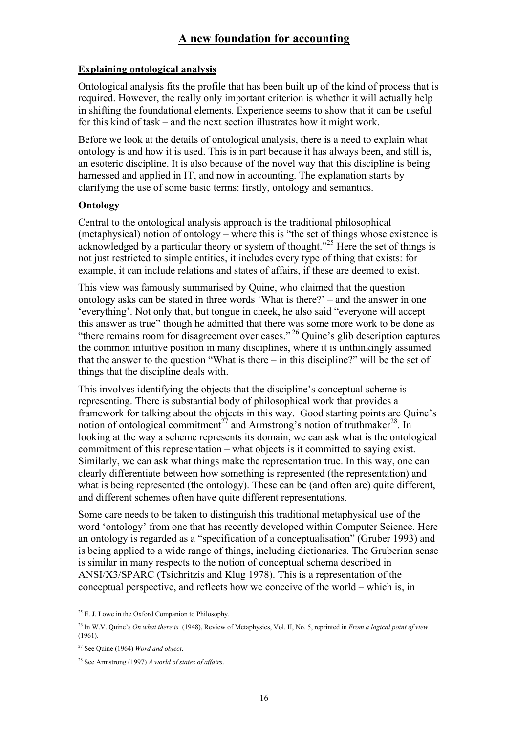## Explaining ontological analysis

Ontological analysis fits the profile that has been built up of the kind of process that is required. However, the really only important criterion is whether it will actually help in shifting the foundational elements. Experience seems to show that it can be useful for this kind of task – and the next section illustrates how it might work.

Before we look at the details of ontological analysis, there is a need to explain what ontology is and how it is used. This is in part because it has always been, and still is, an esoteric discipline. It is also because of the novel way that this discipline is being harnessed and applied in IT, and now in accounting. The explanation starts by clarifying the use of some basic terms: firstly, ontology and semantics.

### Ontology

Central to the ontological analysis approach is the traditional philosophical (metaphysical) notion of ontology – where this is "the set of things whose existence is acknowledged by a particular theory or system of thought."[25] Here the set of things is not just restricted to simple entities, it includes every type of thing that exists: for example, it can include relations and states of affairs, if these are deemed to exist.

This view was famously summarised by Quine, who claimed that the question ontology asks can be stated in three words 'What is there?' – and the answer in one 'everything'. Not only that, but tongue in cheek, he also said "everyone will accept this answer as true" though he admitted that there was some more work to be done as "there remains room for disagreement over cases."[26] Quine's glib description captures the common intuitive position in many disciplines, where it is unthinkingly assumed that the answer to the question "What is there – in this discipline?" will be the set of things that the discipline deals with.

This involves identifying the objects that the discipline's conceptual scheme is representing. There is substantial body of philosophical work that provides a framework for talking about the objects in this way. Good starting points are Quine's notion of ontological commitment[27] and Armstrong's notion of truthmaker[28]. In looking at the way a scheme represents its domain, we can ask what is the ontological commitment of this representation – what objects is it committed to saying exist. Similarly, we can ask what things make the representation true. In this way, one can clearly differentiate between how something is represented (the representation) and what is being represented (the ontology). These can be (and often are) quite different, and different schemes often have quite different representations.

Some care needs to be taken to distinguish this traditional metaphysical use of the word 'ontology' from one that has recently developed within Computer Science. Here an ontology is regarded as a "specification of a conceptualisation" (Gruber 1993) and is being applied to a wide range of things, including dictionaries. The Gruberian sense is similar in many respects to the notion of conceptual schema described in ANSI/X3/SPARC (Tsichritzis and Klug 1978). This is a representation of the conceptual perspective, and reflects how we conceive of the world – which is, in

---

[25] E. J. Lowe in the Oxford Companion to Philosophy.

[26] In W.V. Quine's *On what there is* (1948), Review of Metaphysics, Vol. II, No. 5, reprinted in *From a logical point of view* (1961).

[27] See Quine (1964) *Word and object*.

[28] See Armstrong (1997) *A world of states of affairs*.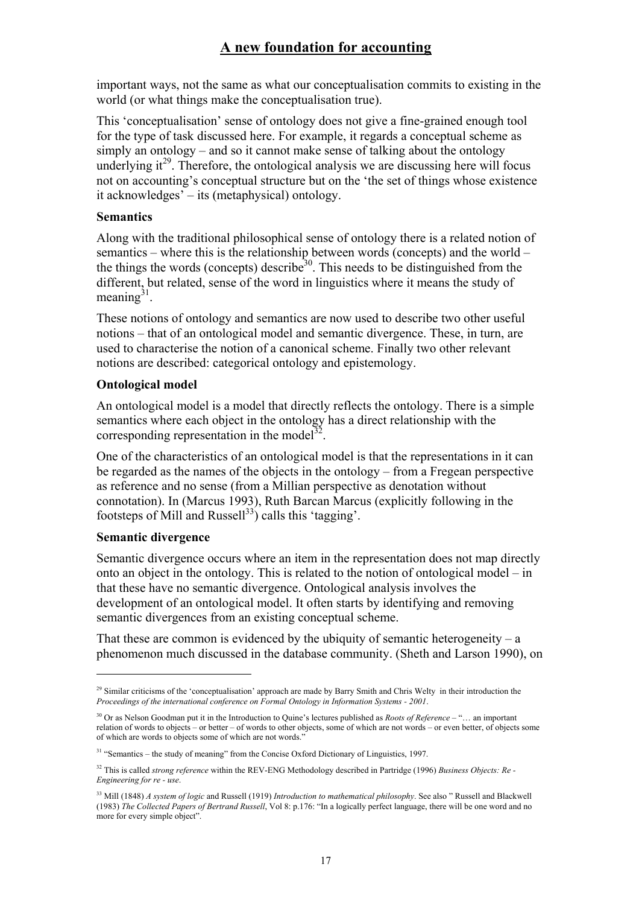important ways, not the same as what our conceptualisation commits to existing in the world (or what things make the conceptualisation true).

This 'conceptualisation' sense of ontology does not give a fine-grained enough tool for the type of task discussed here. For example, it regards a conceptual scheme as simply an ontology – and so it cannot make sense of talking about the ontology underlying it[29]. Therefore, the ontological analysis we are discussing here will focus not on accounting's conceptual structure but on the 'the set of things whose existence it acknowledges' – its (metaphysical) ontology.

**Semantics**

Along with the traditional philosophical sense of ontology there is a related notion of semantics – where this is the relationship between words (concepts) and the world – the things the words (concepts) describe[30]. This needs to be distinguished from the different, but related, sense of the word in linguistics where it means the study of meaning[31].

These notions of ontology and semantics are now used to describe two other useful notions – that of an ontological model and semantic divergence. These, in turn, are used to characterise the notion of a canonical scheme. Finally two other relevant notions are described: categorical ontology and epistemology.

**Ontological model**

An ontological model is a model that directly reflects the ontology. There is a simple semantics where each object in the ontology has a direct relationship with the corresponding representation in the model[32].

One of the characteristics of an ontological model is that the representations in it can be regarded as the names of the objects in the ontology – from a Fregean perspective as reference and no sense (from a Millian perspective as denotation without connotation). In (Marcus 1993), Ruth Barcan Marcus (explicitly following in the footsteps of Mill and Russell[33]) calls this 'tagging'.

**Semantic divergence**

Semantic divergence occurs where an item in the representation does not map directly onto an object in the ontology. This is related to the notion of ontological model – in that these have no semantic divergence. Ontological analysis involves the development of an ontological model. It often starts by identifying and removing semantic divergences from an existing conceptual scheme.

That these are common is evidenced by the ubiquity of semantic heterogeneity – a phenomenon much discussed in the database community. (Sheth and Larson 1990), on

---

[29] Similar criticisms of the 'conceptualisation' approach are made by Barry Smith and Chris Welty in their introduction the *Proceedings of the international conference on Formal Ontology in Information Systems - 2001*.

[30] Or as Nelson Goodman put it in the Introduction to Quine's lectures published as *Roots of Reference* – "… an important relation of words to objects – or better – of words to other objects, some of which are not words – or even better, of objects some of which are words to objects some of which are not words."

[31] "Semantics – the study of meaning" from the Concise Oxford Dictionary of Linguistics, 1997.

[32] This is called *strong reference* within the REV-ENG Methodology described in Partridge (1996) *Business Objects: Re - Engineering for re - use*.

[33] Mill (1848) *A system of logic* and Russell (1919) *Introduction to mathematical philosophy*. See also " Russell and Blackwell (1983) *The Collected Papers of Bertrand Russell*, Vol 8: p.176: "In a logically perfect language, there will be one word and no more for every simple object".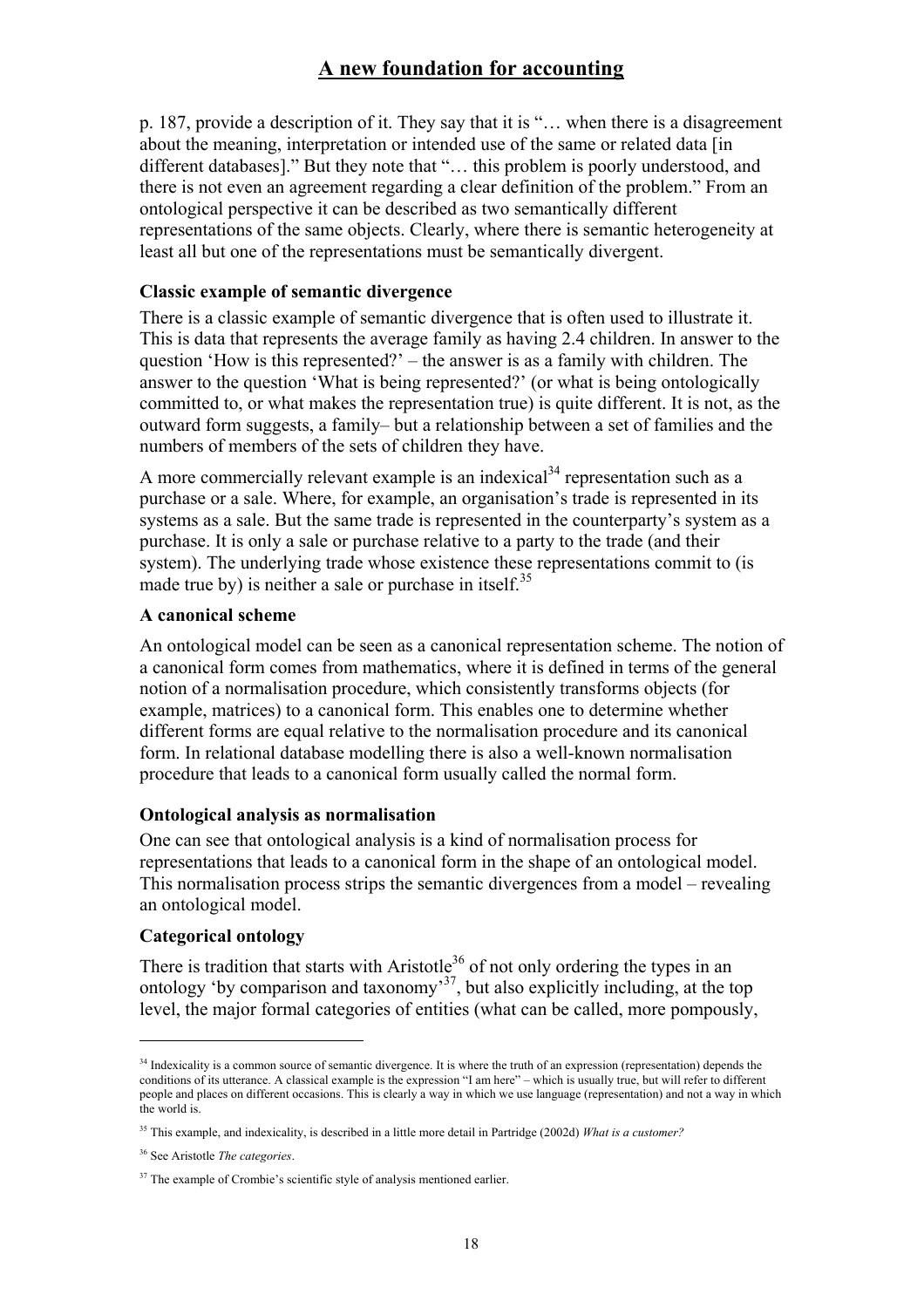p. 187, provide a description of it. They say that it is "… when there is a disagreement about the meaning, interpretation or intended use of the same or related data [in different databases]." But they note that "… this problem is poorly understood, and there is not even an agreement regarding a clear definition of the problem." From an ontological perspective it can be described as two semantically different representations of the same objects. Clearly, where there is semantic heterogeneity at least all but one of the representations must be semantically divergent.

### Classic example of semantic divergence

There is a classic example of semantic divergence that is often used to illustrate it. This is data that represents the average family as having 2.4 children. In answer to the question 'How is this represented?' – the answer is as a family with children. The answer to the question 'What is being represented?' (or what is being ontologically committed to, or what makes the representation true) is quite different. It is not, as the outward form suggests, a family– but a relationship between a set of families and the numbers of members of the sets of children they have.

A more commercially relevant example is an indexical[34] representation such as a purchase or a sale. Where, for example, an organisation's trade is represented in its systems as a sale. But the same trade is represented in the counterparty's system as a purchase. It is only a sale or purchase relative to a party to the trade (and their system). The underlying trade whose existence these representations commit to (is made true by) is neither a sale or purchase in itself.[35]

### A canonical scheme

An ontological model can be seen as a canonical representation scheme. The notion of a canonical form comes from mathematics, where it is defined in terms of the general notion of a normalisation procedure, which consistently transforms objects (for example, matrices) to a canonical form. This enables one to determine whether different forms are equal relative to the normalisation procedure and its canonical form. In relational database modelling there is also a well-known normalisation procedure that leads to a canonical form usually called the normal form.

### Ontological analysis as normalisation

One can see that ontological analysis is a kind of normalisation process for representations that leads to a canonical form in the shape of an ontological model. This normalisation process strips the semantic divergences from a model – revealing an ontological model.

### Categorical ontology

There is tradition that starts with Aristotle[36] of not only ordering the types in an ontology 'by comparison and taxonomy'[37], but also explicitly including, at the top level, the major formal categories of entities (what can be called, more pompously,

---

[34] Indexicality is a common source of semantic divergence. It is where the truth of an expression (representation) depends the conditions of its utterance. A classical example is the expression "I am here" – which is usually true, but will refer to different people and places on different occasions. This is clearly a way in which we use language (representation) and not a way in which the world is.

[35] This example, and indexicality, is described in a little more detail in Partridge (2002d) *What is a customer?*

[36] See Aristotle *The categories*.

[37] The example of Crombie's scientific style of analysis mentioned earlier.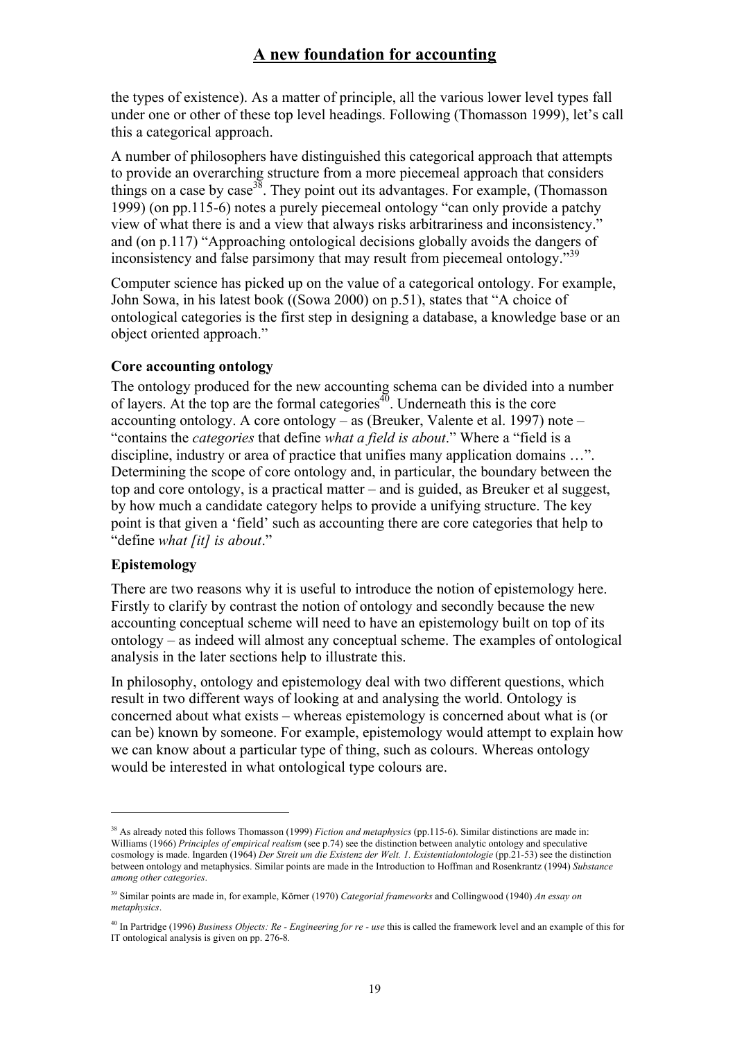the types of existence). As a matter of principle, all the various lower level types fall under one or other of these top level headings. Following (Thomasson 1999), let's call this a categorical approach.

A number of philosophers have distinguished this categorical approach that attempts to provide an overarching structure from a more piecemeal approach that considers things on a case by case[38]. They point out its advantages. For example, (Thomasson 1999) (on pp.115-6) notes a purely piecemeal ontology "can only provide a patchy view of what there is and a view that always risks arbitrariness and inconsistency." and (on p.117) "Approaching ontological decisions globally avoids the dangers of inconsistency and false parsimony that may result from piecemeal ontology."[39]

Computer science has picked up on the value of a categorical ontology. For example, John Sowa, in his latest book ((Sowa 2000) on p.51), states that "A choice of ontological categories is the first step in designing a database, a knowledge base or an object oriented approach."

**Core accounting ontology**

The ontology produced for the new accounting schema can be divided into a number of layers. At the top are the formal categories[40]. Underneath this is the core accounting ontology. A core ontology – as (Breuker, Valente et al. 1997) note – "contains the *categories* that define *what a field is about*." Where a "field is a discipline, industry or area of practice that unifies many application domains …". Determining the scope of core ontology and, in particular, the boundary between the top and core ontology, is a practical matter – and is guided, as Breuker et al suggest, by how much a candidate category helps to provide a unifying structure. The key point is that given a 'field' such as accounting there are core categories that help to "define *what [it] is about*."

**Epistemology**

There are two reasons why it is useful to introduce the notion of epistemology here. Firstly to clarify by contrast the notion of ontology and secondly because the new accounting conceptual scheme will need to have an epistemology built on top of its ontology – as indeed will almost any conceptual scheme. The examples of ontological analysis in the later sections help to illustrate this.

In philosophy, ontology and epistemology deal with two different questions, which result in two different ways of looking at and analysing the world. Ontology is concerned about what exists – whereas epistemology is concerned about what is (or can be) known by someone. For example, epistemology would attempt to explain how we can know about a particular type of thing, such as colours. Whereas ontology would be interested in what ontological type colours are.

---

[38] As already noted this follows Thomasson (1999) *Fiction and metaphysics* (pp.115-6). Similar distinctions are made in: Williams (1966) *Principles of empirical realism* (see p.74) see the distinction between analytic ontology and speculative cosmology is made. Ingarden (1964) *Der Streit um die Existenz der Welt. 1. Existentialontologie* (pp.21-53) see the distinction between ontology and metaphysics. Similar points are made in the Introduction to Hoffman and Rosenkrantz (1994) *Substance among other categories*.

[39] Similar points are made in, for example, Körner (1970) *Categorial frameworks* and Collingwood (1940) *An essay on metaphysics*.

[40] In Partridge (1996) *Business Objects: Re - Engineering for re - use* this is called the framework level and an example of this for IT ontological analysis is given on pp. 276-8.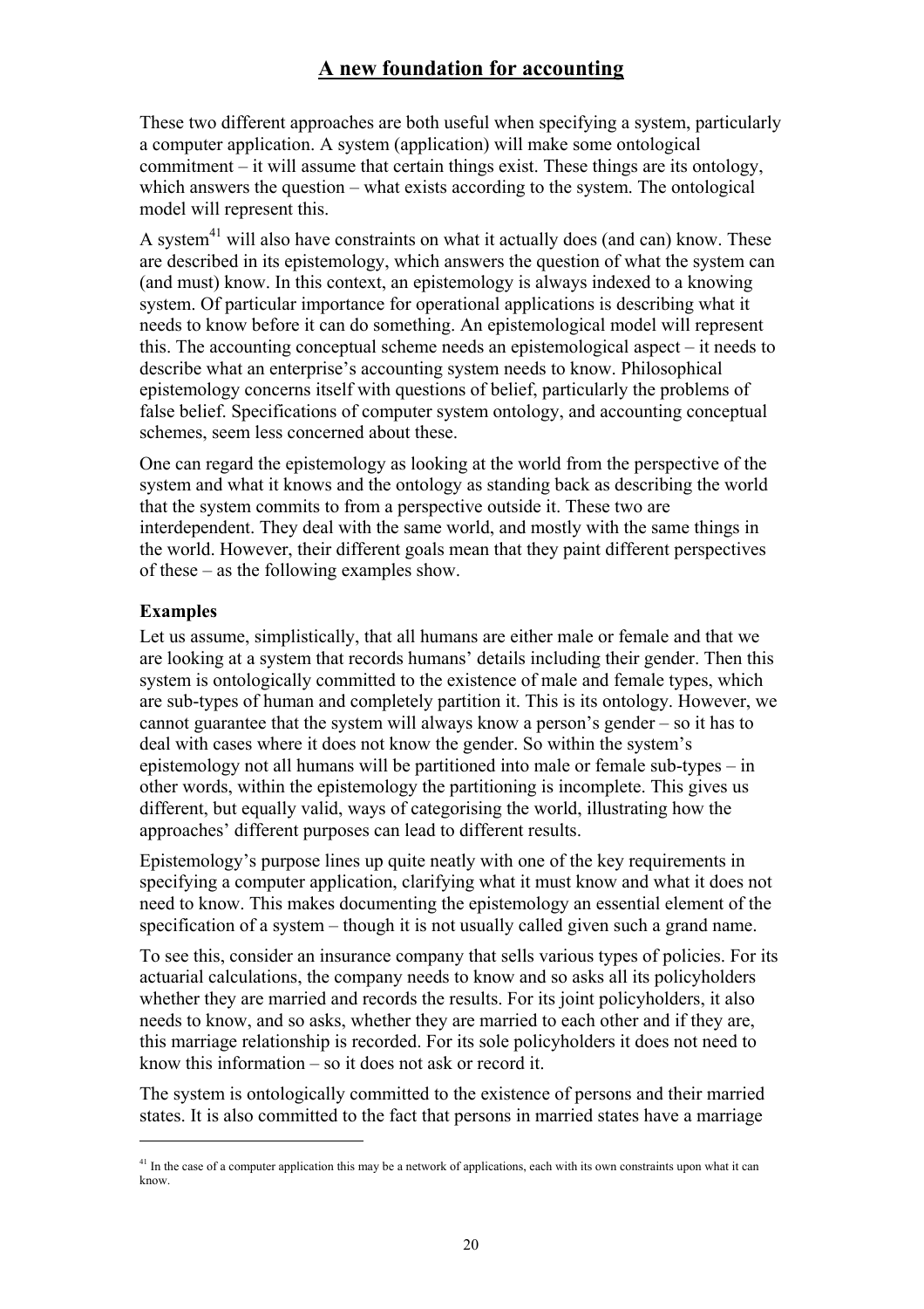These two different approaches are both useful when specifying a system, particularly a computer application. A system (application) will make some ontological commitment – it will assume that certain things exist. These things are its ontology, which answers the question – what exists according to the system. The ontological model will represent this.

A system[41] will also have constraints on what it actually does (and can) know. These are described in its epistemology, which answers the question of what the system can (and must) know. In this context, an epistemology is always indexed to a knowing system. Of particular importance for operational applications is describing what it needs to know before it can do something. An epistemological model will represent this. The accounting conceptual scheme needs an epistemological aspect – it needs to describe what an enterprise's accounting system needs to know. Philosophical epistemology concerns itself with questions of belief, particularly the problems of false belief. Specifications of computer system ontology, and accounting conceptual schemes, seem less concerned about these.

One can regard the epistemology as looking at the world from the perspective of the system and what it knows and the ontology as standing back as describing the world that the system commits to from a perspective outside it. These two are interdependent. They deal with the same world, and mostly with the same things in the world. However, their different goals mean that they paint different perspectives of these – as the following examples show.

**Examples**

Let us assume, simplistically, that all humans are either male or female and that we are looking at a system that records humans' details including their gender. Then this system is ontologically committed to the existence of male and female types, which are sub-types of human and completely partition it. This is its ontology. However, we cannot guarantee that the system will always know a person's gender – so it has to deal with cases where it does not know the gender. So within the system's epistemology not all humans will be partitioned into male or female sub-types – in other words, within the epistemology the partitioning is incomplete. This gives us different, but equally valid, ways of categorising the world, illustrating how the approaches' different purposes can lead to different results.

Epistemology's purpose lines up quite neatly with one of the key requirements in specifying a computer application, clarifying what it must know and what it does not need to know. This makes documenting the epistemology an essential element of the specification of a system – though it is not usually called given such a grand name.

To see this, consider an insurance company that sells various types of policies. For its actuarial calculations, the company needs to know and so asks all its policyholders whether they are married and records the results. For its joint policyholders, it also needs to know, and so asks, whether they are married to each other and if they are, this marriage relationship is recorded. For its sole policyholders it does not need to know this information – so it does not ask or record it.

The system is ontologically committed to the existence of persons and their married states. It is also committed to the fact that persons in married states have a marriage

---

[41] In the case of a computer application this may be a network of applications, each with its own constraints upon what it can know.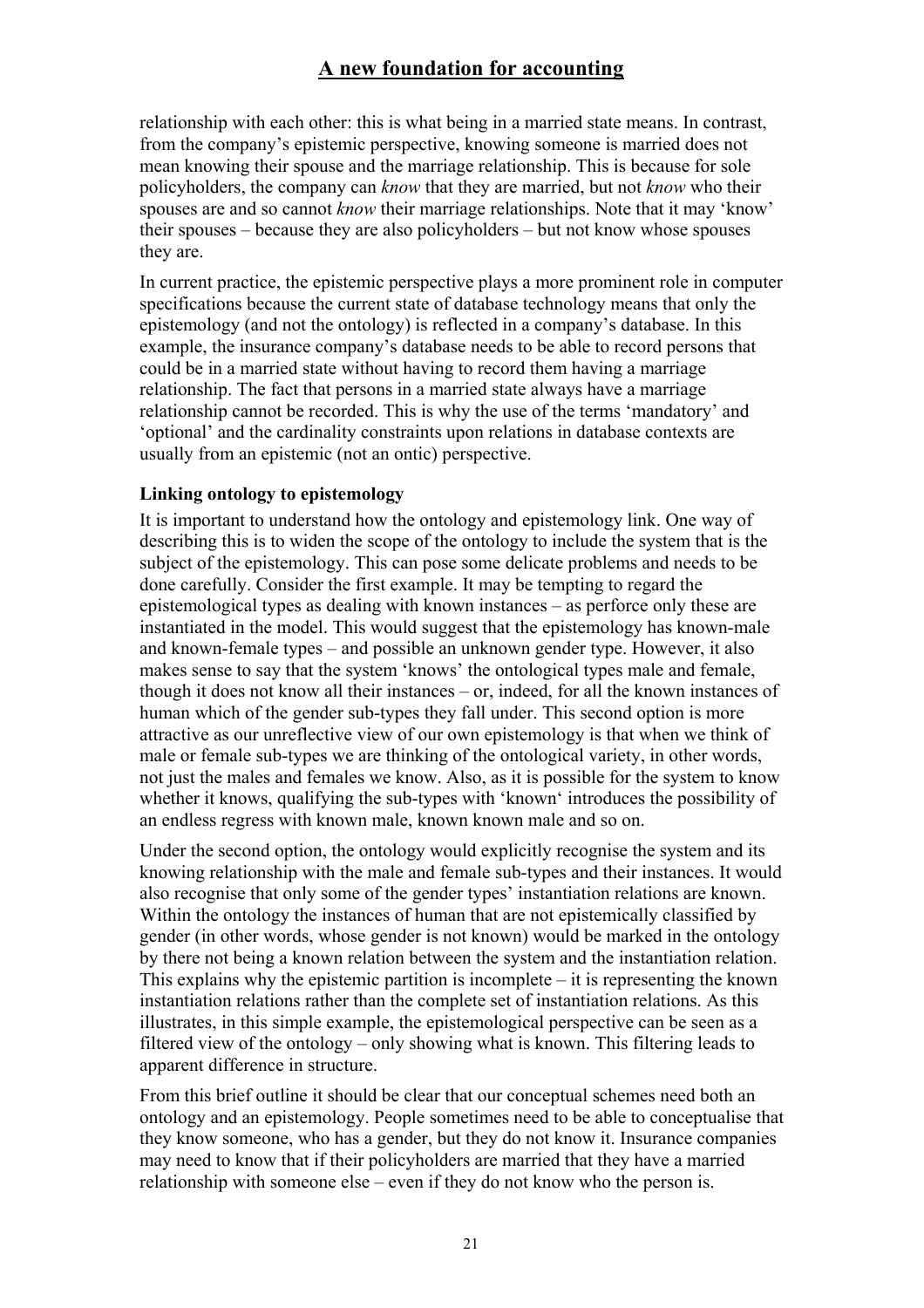relationship with each other: this is what being in a married state means. In contrast, from the company's epistemic perspective, knowing someone is married does not mean knowing their spouse and the marriage relationship. This is because for sole policyholders, the company can *know* that they are married, but not *know* who their spouses are and so cannot *know* their marriage relationships. Note that it may 'know' their spouses – because they are also policyholders – but not know whose spouses they are.

In current practice, the epistemic perspective plays a more prominent role in computer specifications because the current state of database technology means that only the epistemology (and not the ontology) is reflected in a company's database. In this example, the insurance company's database needs to be able to record persons that could be in a married state without having to record them having a marriage relationship. The fact that persons in a married state always have a marriage relationship cannot be recorded. This is why the use of the terms 'mandatory' and 'optional' and the cardinality constraints upon relations in database contexts are usually from an epistemic (not an ontic) perspective.

**Linking ontology to epistemology**

It is important to understand how the ontology and epistemology link. One way of describing this is to widen the scope of the ontology to include the system that is the subject of the epistemology. This can pose some delicate problems and needs to be done carefully. Consider the first example. It may be tempting to regard the epistemological types as dealing with known instances – as perforce only these are instantiated in the model. This would suggest that the epistemology has known-male and known-female types – and possible an unknown gender type. However, it also makes sense to say that the system 'knows' the ontological types male and female, though it does not know all their instances – or, indeed, for all the known instances of human which of the gender sub-types they fall under. This second option is more attractive as our unreflective view of our own epistemology is that when we think of male or female sub-types we are thinking of the ontological variety, in other words, not just the males and females we know. Also, as it is possible for the system to know whether it knows, qualifying the sub-types with 'known' introduces the possibility of an endless regress with known male, known known male and so on.

Under the second option, the ontology would explicitly recognise the system and its knowing relationship with the male and female sub-types and their instances. It would also recognise that only some of the gender types' instantiation relations are known. Within the ontology the instances of human that are not epistemically classified by gender (in other words, whose gender is not known) would be marked in the ontology by there not being a known relation between the system and the instantiation relation. This explains why the epistemic partition is incomplete – it is representing the known instantiation relations rather than the complete set of instantiation relations. As this illustrates, in this simple example, the epistemological perspective can be seen as a filtered view of the ontology – only showing what is known. This filtering leads to apparent difference in structure.

From this brief outline it should be clear that our conceptual schemes need both an ontology and an epistemology. People sometimes need to be able to conceptualise that they know someone, who has a gender, but they do not know it. Insurance companies may need to know that if their policyholders are married that they have a married relationship with someone else – even if they do not know who the person is.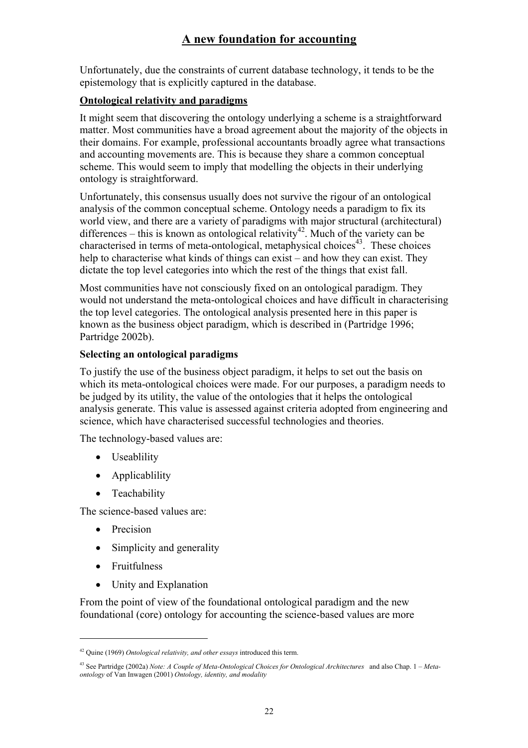Unfortunately, due the constraints of current database technology, it tends to be the epistemology that is explicitly captured in the database.

## Ontological relativity and paradigms

It might seem that discovering the ontology underlying a scheme is a straightforward matter. Most communities have a broad agreement about the majority of the objects in their domains. For example, professional accountants broadly agree what transactions and accounting movements are. This is because they share a common conceptual scheme. This would seem to imply that modelling the objects in their underlying ontology is straightforward.

Unfortunately, this consensus usually does not survive the rigour of an ontological analysis of the common conceptual scheme. Ontology needs a paradigm to fix its world view, and there are a variety of paradigms with major structural (architectural) differences – this is known as ontological relativity[42]. Much of the variety can be characterised in terms of meta-ontological, metaphysical choices[43]. These choices help to characterise what kinds of things can exist – and how they can exist. They dictate the top level categories into which the rest of the things that exist fall.

Most communities have not consciously fixed on an ontological paradigm. They would not understand the meta-ontological choices and have difficult in characterising the top level categories. The ontological analysis presented here in this paper is known as the business object paradigm, which is described in (Partridge 1996; Partridge 2002b).

### Selecting an ontological paradigms

To justify the use of the business object paradigm, it helps to set out the basis on which its meta-ontological choices were made. For our purposes, a paradigm needs to be judged by its utility, the value of the ontologies that it helps the ontological analysis generate. This value is assessed against criteria adopted from engineering and science, which have characterised successful technologies and theories.

The technology-based values are:

- Useablility
- Applicablility
- Teachability

The science-based values are:

- Precision
- Simplicity and generality
- Fruitfulness
- Unity and Explanation

From the point of view of the foundational ontological paradigm and the new foundational (core) ontology for accounting the science-based values are more

---

[42] Quine (1969) *Ontological relativity, and other essays* introduced this term.

[43] See Partridge (2002a) *Note: A Couple of Meta-Ontological Choices for Ontological Architectures* and also Chap. 1 – *Meta-ontology* of Van Inwagen (2001) *Ontology, identity, and modality*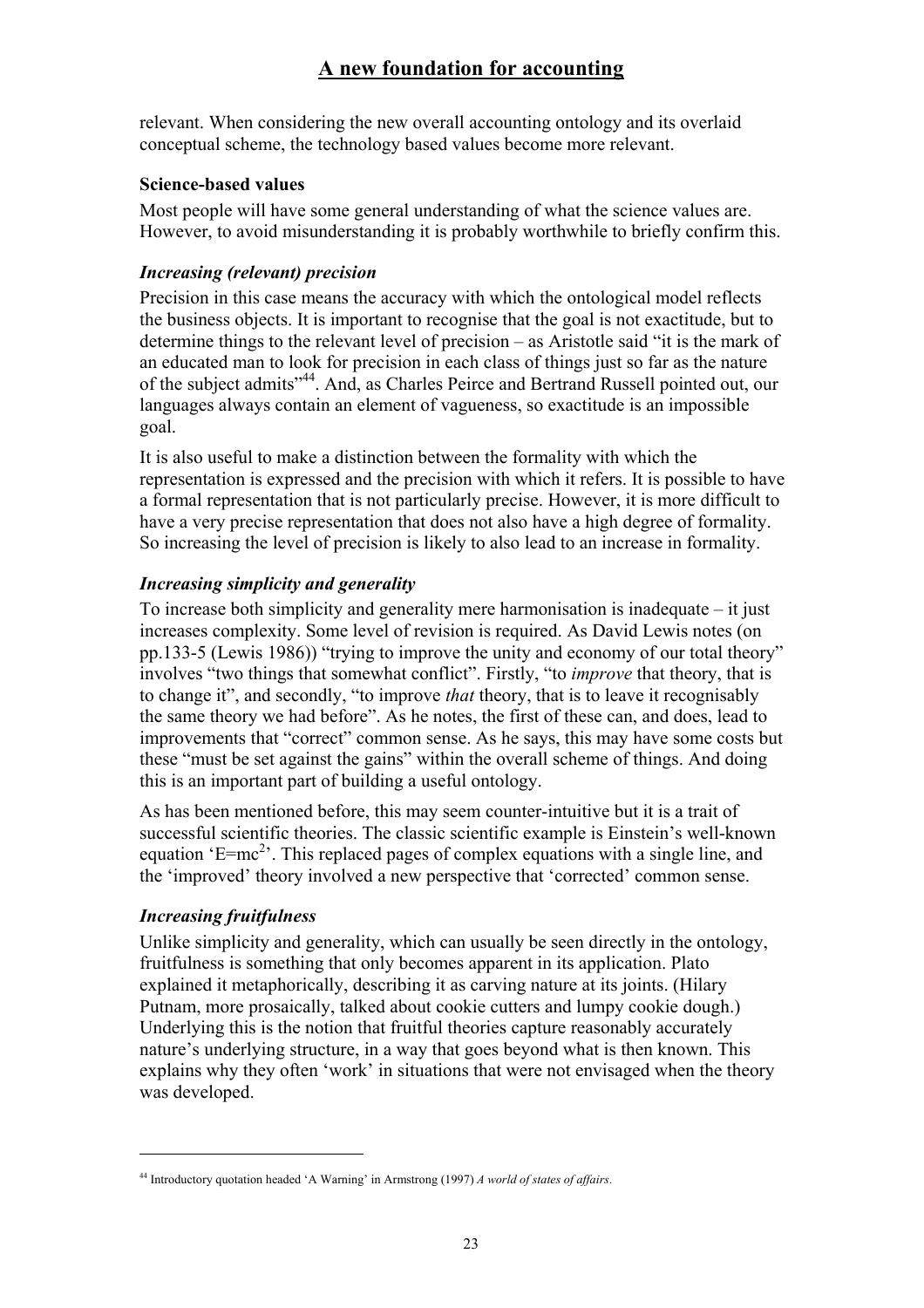relevant. When considering the new overall accounting ontology and its overlaid conceptual scheme, the technology based values become more relevant.

**Science-based values**

Most people will have some general understanding of what the science values are. However, to avoid misunderstanding it is probably worthwhile to briefly confirm this.

***Increasing (relevant) precision***

Precision in this case means the accuracy with which the ontological model reflects the business objects. It is important to recognise that the goal is not exactitude, but to determine things to the relevant level of precision – as Aristotle said "it is the mark of an educated man to look for precision in each class of things just so far as the nature of the subject admits"[44]. And, as Charles Peirce and Bertrand Russell pointed out, our languages always contain an element of vagueness, so exactitude is an impossible goal.

It is also useful to make a distinction between the formality with which the representation is expressed and the precision with which it refers. It is possible to have a formal representation that is not particularly precise. However, it is more difficult to have a very precise representation that does not also have a high degree of formality. So increasing the level of precision is likely to also lead to an increase in formality.

***Increasing simplicity and generality***

To increase both simplicity and generality mere harmonisation is inadequate – it just increases complexity. Some level of revision is required. As David Lewis notes (on pp.133-5 (Lewis 1986)) "trying to improve the unity and economy of our total theory" involves "two things that somewhat conflict". Firstly, "to *improve* that theory, that is to change it", and secondly, "to improve *that* theory, that is to leave it recognisably the same theory we had before". As he notes, the first of these can, and does, lead to improvements that "correct" common sense. As he says, this may have some costs but these "must be set against the gains" within the overall scheme of things. And doing this is an important part of building a useful ontology.

As has been mentioned before, this may seem counter-intuitive but it is a trait of successful scientific theories. The classic scientific example is Einstein's well-known equation '$E=mc^2$'. This replaced pages of complex equations with a single line, and the 'improved' theory involved a new perspective that 'corrected' common sense.

***Increasing fruitfulness***

Unlike simplicity and generality, which can usually be seen directly in the ontology, fruitfulness is something that only becomes apparent in its application. Plato explained it metaphorically, describing it as carving nature at its joints. (Hilary Putnam, more prosaically, talked about cookie cutters and lumpy cookie dough.) Underlying this is the notion that fruitful theories capture reasonably accurately nature's underlying structure, in a way that goes beyond what is then known. This explains why they often 'work' in situations that were not envisaged when the theory was developed.

---

[44] Introductory quotation headed 'A Warning' in Armstrong (1997) *A world of states of affairs*.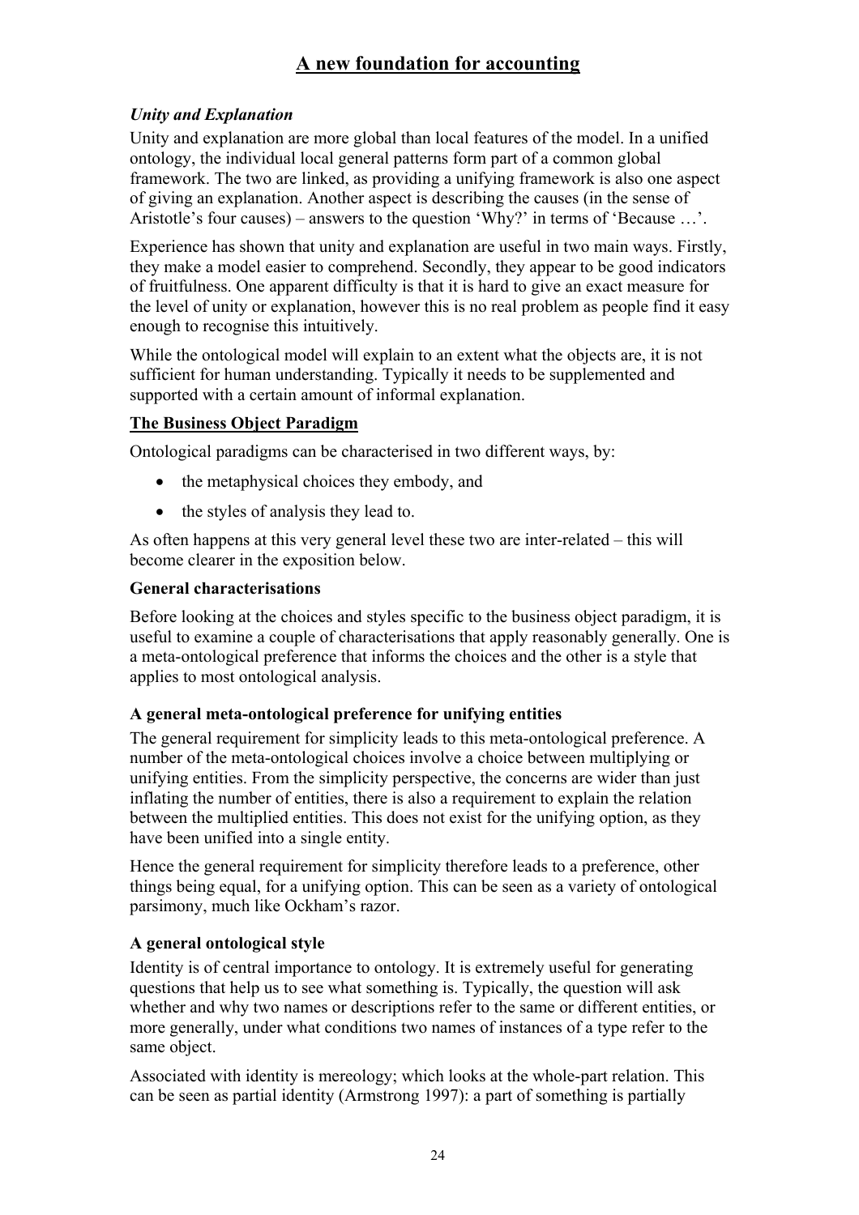*Unity and Explanation*

Unity and explanation are more global than local features of the model. In a unified ontology, the individual local general patterns form part of a common global framework. The two are linked, as providing a unifying framework is also one aspect of giving an explanation. Another aspect is describing the causes (in the sense of Aristotle's four causes) – answers to the question 'Why?' in terms of 'Because …'.

Experience has shown that unity and explanation are useful in two main ways. Firstly, they make a model easier to comprehend. Secondly, they appear to be good indicators of fruitfulness. One apparent difficulty is that it is hard to give an exact measure for the level of unity or explanation, however this is no real problem as people find it easy enough to recognise this intuitively.

While the ontological model will explain to an extent what the objects are, it is not sufficient for human understanding. Typically it needs to be supplemented and supported with a certain amount of informal explanation.

## The Business Object Paradigm

Ontological paradigms can be characterised in two different ways, by:

- the metaphysical choices they embody, and
- the styles of analysis they lead to.

As often happens at this very general level these two are inter-related – this will become clearer in the exposition below.

### General characterisations

Before looking at the choices and styles specific to the business object paradigm, it is useful to examine a couple of characterisations that apply reasonably generally. One is a meta-ontological preference that informs the choices and the other is a style that applies to most ontological analysis.

#### A general meta-ontological preference for unifying entities

The general requirement for simplicity leads to this meta-ontological preference. A number of the meta-ontological choices involve a choice between multiplying or unifying entities. From the simplicity perspective, the concerns are wider than just inflating the number of entities, there is also a requirement to explain the relation between the multiplied entities. This does not exist for the unifying option, as they have been unified into a single entity.

Hence the general requirement for simplicity therefore leads to a preference, other things being equal, for a unifying option. This can be seen as a variety of ontological parsimony, much like Ockham's razor.

#### A general ontological style

Identity is of central importance to ontology. It is extremely useful for generating questions that help us to see what something is. Typically, the question will ask whether and why two names or descriptions refer to the same or different entities, or more generally, under what conditions two names of instances of a type refer to the same object.

Associated with identity is mereology; which looks at the whole-part relation. This can be seen as partial identity (Armstrong 1997): a part of something is partially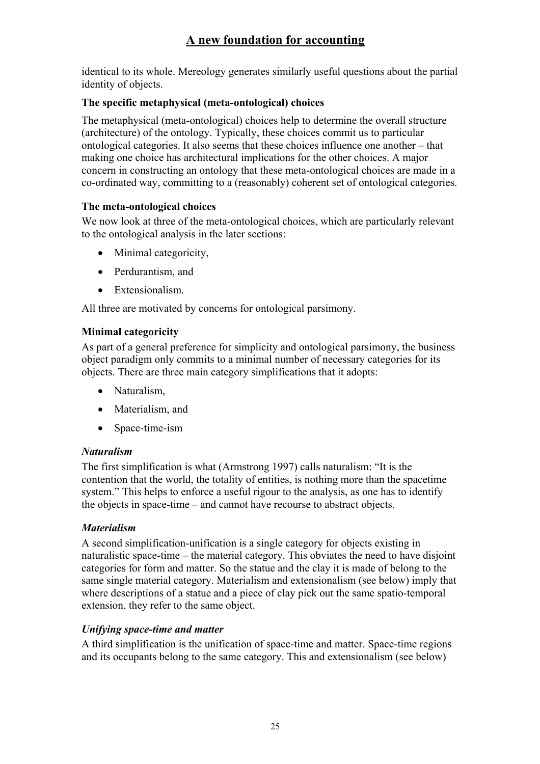identical to its whole. Mereology generates similarly useful questions about the partial identity of objects.

**The specific metaphysical (meta-ontological) choices**

The metaphysical (meta-ontological) choices help to determine the overall structure (architecture) of the ontology. Typically, these choices commit us to particular ontological categories. It also seems that these choices influence one another – that making one choice has architectural implications for the other choices. A major concern in constructing an ontology that these meta-ontological choices are made in a co-ordinated way, committing to a (reasonably) coherent set of ontological categories.

**The meta-ontological choices**

We now look at three of the meta-ontological choices, which are particularly relevant to the ontological analysis in the later sections:

- Minimal categoricity,
- Perdurantism, and
- Extensionalism.

All three are motivated by concerns for ontological parsimony.

**Minimal categoricity**

As part of a general preference for simplicity and ontological parsimony, the business object paradigm only commits to a minimal number of necessary categories for its objects. There are three main category simplifications that it adopts:

- Naturalism,
- Materialism, and
- Space-time-ism

***Naturalism***

The first simplification is what (Armstrong 1997) calls naturalism: "It is the contention that the world, the totality of entities, is nothing more than the spacetime system." This helps to enforce a useful rigour to the analysis, as one has to identify the objects in space-time – and cannot have recourse to abstract objects.

***Materialism***

A second simplification-unification is a single category for objects existing in naturalistic space-time – the material category. This obviates the need to have disjoint categories for form and matter. So the statue and the clay it is made of belong to the same single material category. Materialism and extensionalism (see below) imply that where descriptions of a statue and a piece of clay pick out the same spatio-temporal extension, they refer to the same object.

***Unifying space-time and matter***

A third simplification is the unification of space-time and matter. Space-time regions and its occupants belong to the same category. This and extensionalism (see below)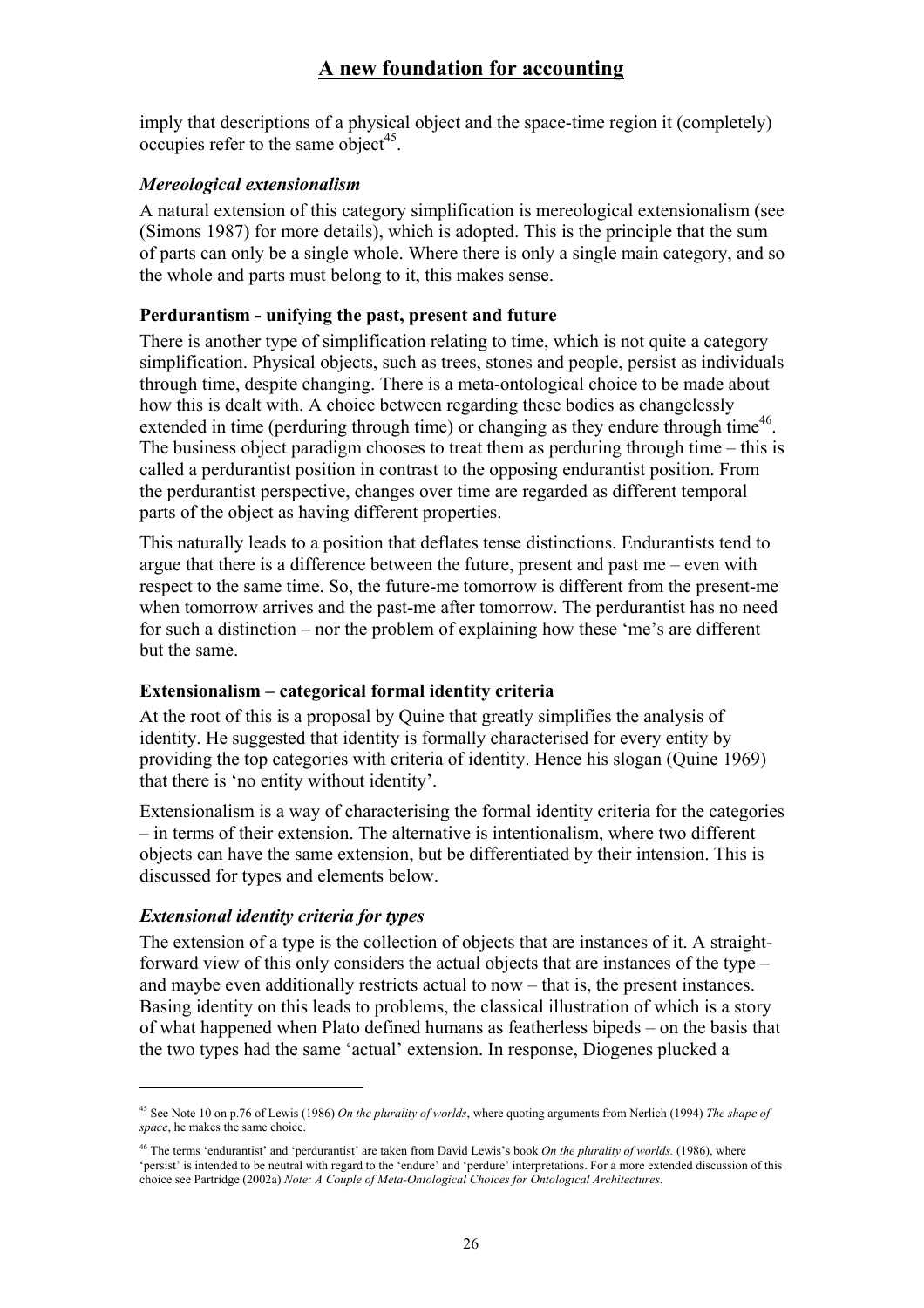imply that descriptions of a physical object and the space-time region it (completely) occupies refer to the same object[45].

### *Mereological extensionalism*

A natural extension of this category simplification is mereological extensionalism (see (Simons 1987) for more details), which is adopted. This is the principle that the sum of parts can only be a single whole. Where there is only a single main category, and so the whole and parts must belong to it, this makes sense.

### Perdurantism - unifying the past, present and future

There is another type of simplification relating to time, which is not quite a category simplification. Physical objects, such as trees, stones and people, persist as individuals through time, despite changing. There is a meta-ontological choice to be made about how this is dealt with. A choice between regarding these bodies as changelessly extended in time (perduring through time) or changing as they endure through time[46]. The business object paradigm chooses to treat them as perduring through time – this is called a perdurantist position in contrast to the opposing endurantist position. From the perdurantist perspective, changes over time are regarded as different temporal parts of the object as having different properties.

This naturally leads to a position that deflates tense distinctions. Endurantists tend to argue that there is a difference between the future, present and past me – even with respect to the same time. So, the future-me tomorrow is different from the present-me when tomorrow arrives and the past-me after tomorrow. The perdurantist has no need for such a distinction – nor the problem of explaining how these 'me's are different but the same.

### Extensionalism – categorical formal identity criteria

At the root of this is a proposal by Quine that greatly simplifies the analysis of identity. He suggested that identity is formally characterised for every entity by providing the top categories with criteria of identity. Hence his slogan (Quine 1969) that there is 'no entity without identity'.

Extensionalism is a way of characterising the formal identity criteria for the categories – in terms of their extension. The alternative is intentionalism, where two different objects can have the same extension, but be differentiated by their intension. This is discussed for types and elements below.

### *Extensional identity criteria for types*

The extension of a type is the collection of objects that are instances of it. A straight-forward view of this only considers the actual objects that are instances of the type – and maybe even additionally restricts actual to now – that is, the present instances. Basing identity on this leads to problems, the classical illustration of which is a story of what happened when Plato defined humans as featherless bipeds – on the basis that the two types had the same 'actual' extension. In response, Diogenes plucked a

---

[45] See Note 10 on p.76 of Lewis (1986) *On the plurality of worlds*, where quoting arguments from Nerlich (1994) *The shape of space*, he makes the same choice.

[46] The terms 'endurantist' and 'perdurantist' are taken from David Lewis's book *On the plurality of worlds.* (1986), where 'persist' is intended to be neutral with regard to the 'endure' and 'perdure' interpretations. For a more extended discussion of this choice see Partridge (2002a) *Note: A Couple of Meta-Ontological Choices for Ontological Architectures*.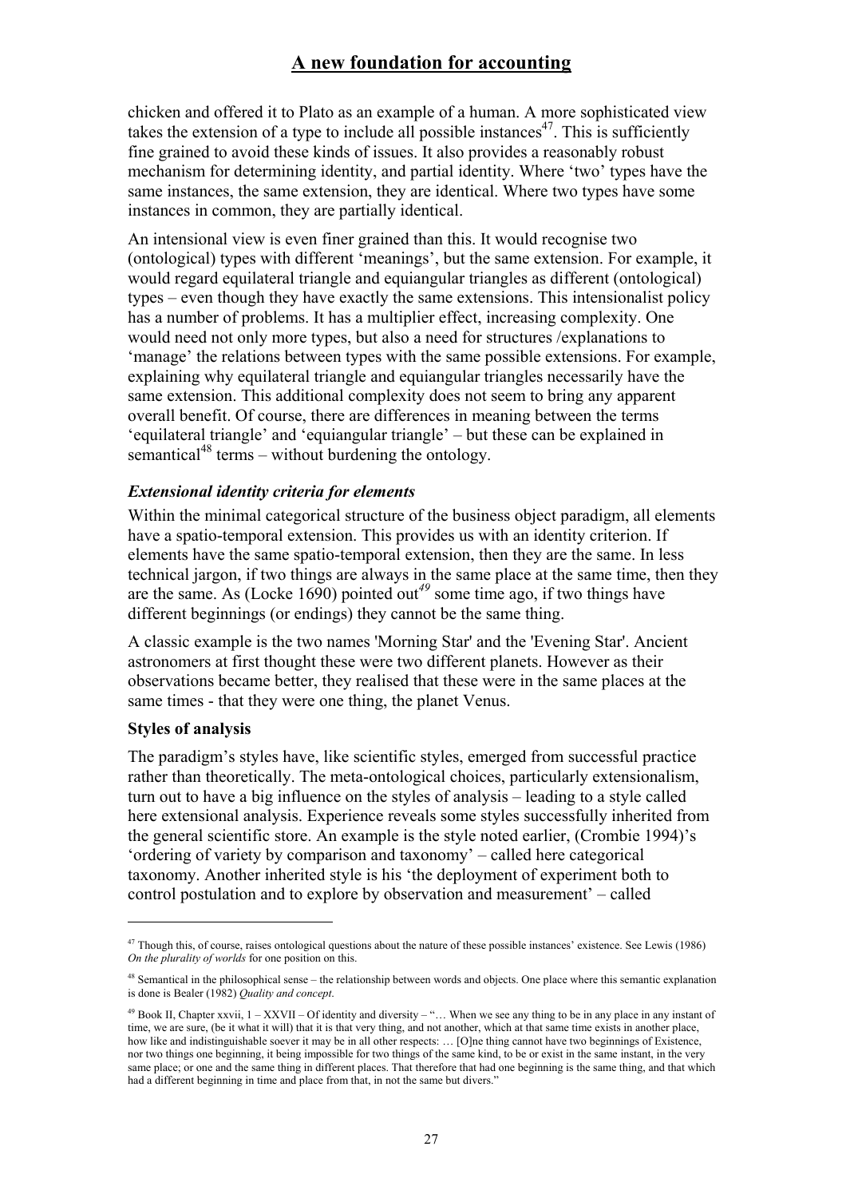chicken and offered it to Plato as an example of a human. A more sophisticated view takes the extension of a type to include all possible instances[47]. This is sufficiently fine grained to avoid these kinds of issues. It also provides a reasonably robust mechanism for determining identity, and partial identity. Where 'two' types have the same instances, the same extension, they are identical. Where two types have some instances in common, they are partially identical.

An intensional view is even finer grained than this. It would recognise two (ontological) types with different 'meanings', but the same extension. For example, it would regard equilateral triangle and equiangular triangles as different (ontological) types – even though they have exactly the same extensions. This intensionalist policy has a number of problems. It has a multiplier effect, increasing complexity. One would need not only more types, but also a need for structures /explanations to 'manage' the relations between types with the same possible extensions. For example, explaining why equilateral triangle and equiangular triangles necessarily have the same extension. This additional complexity does not seem to bring any apparent overall benefit. Of course, there are differences in meaning between the terms 'equilateral triangle' and 'equiangular triangle' – but these can be explained in semantical[48] terms – without burdening the ontology.

### *Extensional identity criteria for elements*

Within the minimal categorical structure of the business object paradigm, all elements have a spatio-temporal extension. This provides us with an identity criterion. If elements have the same spatio-temporal extension, then they are the same. In less technical jargon, if two things are always in the same place at the same time, then they are the same. As (Locke 1690) pointed out[49] some time ago, if two things have different beginnings (or endings) they cannot be the same thing.

A classic example is the two names 'Morning Star' and the 'Evening Star'. Ancient astronomers at first thought these were two different planets. However as their observations became better, they realised that these were in the same places at the same times - that they were one thing, the planet Venus.

### **Styles of analysis**

The paradigm's styles have, like scientific styles, emerged from successful practice rather than theoretically. The meta-ontological choices, particularly extensionalism, turn out to have a big influence on the styles of analysis – leading to a style called here extensional analysis. Experience reveals some styles successfully inherited from the general scientific store. An example is the style noted earlier, (Crombie 1994)'s 'ordering of variety by comparison and taxonomy' – called here categorical taxonomy. Another inherited style is his 'the deployment of experiment both to control postulation and to explore by observation and measurement' – called

---

[47] Though this, of course, raises ontological questions about the nature of these possible instances' existence. See Lewis (1986) *On the plurality of worlds* for one position on this.

[48] Semantical in the philosophical sense – the relationship between words and objects. One place where this semantic explanation is done is Bealer (1982) *Quality and concept*.

[49] Book II, Chapter xxvii, 1 – XXVII – Of identity and diversity – "… When we see any thing to be in any place in any instant of time, we are sure, (be it what it will) that it is that very thing, and not another, which at that same time exists in another place, how like and indistinguishable soever it may be in all other respects: … [O]ne thing cannot have two beginnings of Existence, nor two things one beginning, it being impossible for two things of the same kind, to be or exist in the same instant, in the very same place; or one and the same thing in different places. That therefore that had one beginning is the same thing, and that which had a different beginning in time and place from that, in not the same but divers."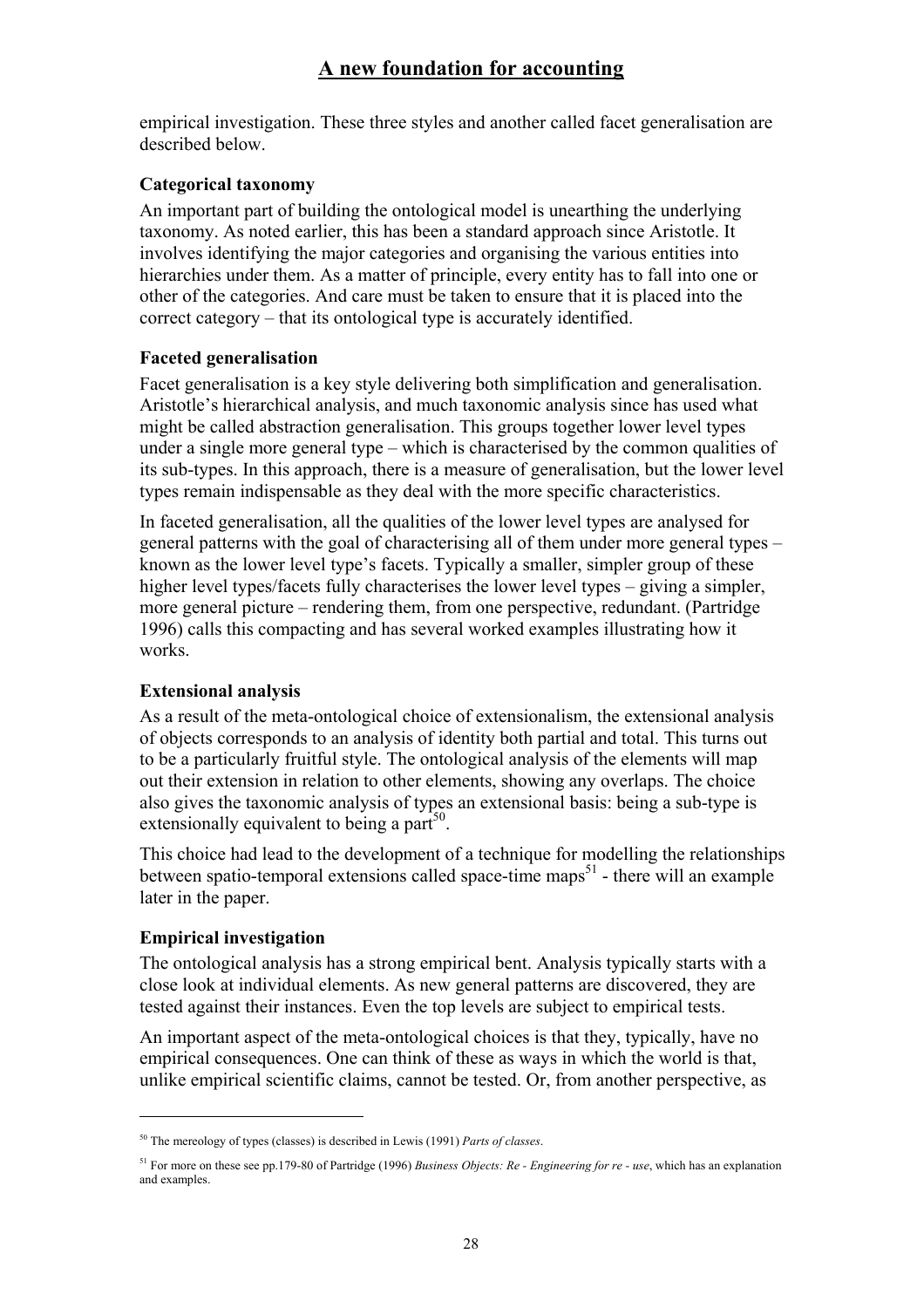empirical investigation. These three styles and another called facet generalisation are described below.

### Categorical taxonomy

An important part of building the ontological model is unearthing the underlying taxonomy. As noted earlier, this has been a standard approach since Aristotle. It involves identifying the major categories and organising the various entities into hierarchies under them. As a matter of principle, every entity has to fall into one or other of the categories. And care must be taken to ensure that it is placed into the correct category – that its ontological type is accurately identified.

### Faceted generalisation

Facet generalisation is a key style delivering both simplification and generalisation. Aristotle's hierarchical analysis, and much taxonomic analysis since has used what might be called abstraction generalisation. This groups together lower level types under a single more general type – which is characterised by the common qualities of its sub-types. In this approach, there is a measure of generalisation, but the lower level types remain indispensable as they deal with the more specific characteristics.

In faceted generalisation, all the qualities of the lower level types are analysed for general patterns with the goal of characterising all of them under more general types – known as the lower level type's facets. Typically a smaller, simpler group of these higher level types/facets fully characterises the lower level types – giving a simpler, more general picture – rendering them, from one perspective, redundant. (Partridge 1996) calls this compacting and has several worked examples illustrating how it works.

### Extensional analysis

As a result of the meta-ontological choice of extensionalism, the extensional analysis of objects corresponds to an analysis of identity both partial and total. This turns out to be a particularly fruitful style. The ontological analysis of the elements will map out their extension in relation to other elements, showing any overlaps. The choice also gives the taxonomic analysis of types an extensional basis: being a sub-type is extensionally equivalent to being a part[50].

This choice had lead to the development of a technique for modelling the relationships between spatio-temporal extensions called space-time maps[51] - there will an example later in the paper.

### Empirical investigation

The ontological analysis has a strong empirical bent. Analysis typically starts with a close look at individual elements. As new general patterns are discovered, they are tested against their instances. Even the top levels are subject to empirical tests.

An important aspect of the meta-ontological choices is that they, typically, have no empirical consequences. One can think of these as ways in which the world is that, unlike empirical scientific claims, cannot be tested. Or, from another perspective, as

---

[50] The mereology of types (classes) is described in Lewis (1991) *Parts of classes*.

[51] For more on these see pp.179-80 of Partridge (1996) *Business Objects: Re - Engineering for re - use*, which has an explanation and examples.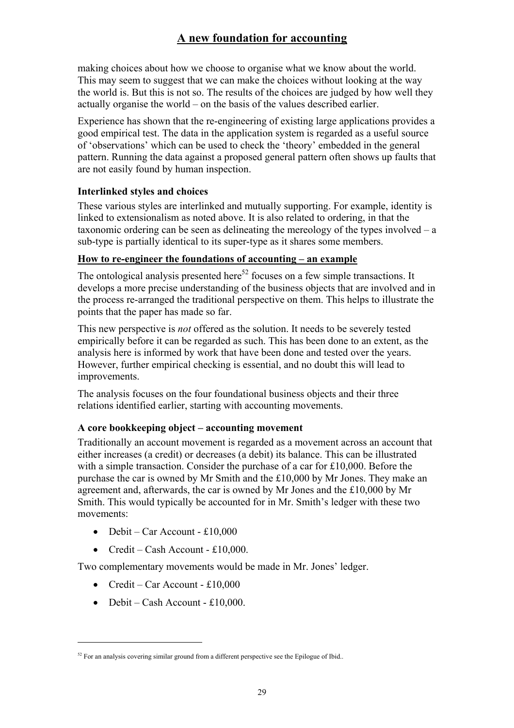making choices about how we choose to organise what we know about the world. This may seem to suggest that we can make the choices without looking at the way the world is. But this is not so. The results of the choices are judged by how well they actually organise the world – on the basis of the values described earlier.

Experience has shown that the re-engineering of existing large applications provides a good empirical test. The data in the application system is regarded as a useful source of 'observations' which can be used to check the 'theory' embedded in the general pattern. Running the data against a proposed general pattern often shows up faults that are not easily found by human inspection.

### Interlinked styles and choices

These various styles are interlinked and mutually supporting. For example, identity is linked to extensionalism as noted above. It is also related to ordering, in that the taxonomic ordering can be seen as delineating the mereology of the types involved – a sub-type is partially identical to its super-type as it shares some members.

## How to re-engineer the foundations of accounting – an example

The ontological analysis presented here[52] focuses on a few simple transactions. It develops a more precise understanding of the business objects that are involved and in the process re-arranged the traditional perspective on them. This helps to illustrate the points that the paper has made so far.

This new perspective is *not* offered as the solution. It needs to be severely tested empirically before it can be regarded as such. This has been done to an extent, as the analysis here is informed by work that have been done and tested over the years. However, further empirical checking is essential, and no doubt this will lead to improvements.

The analysis focuses on the four foundational business objects and their three relations identified earlier, starting with accounting movements.

### A core bookkeeping object – accounting movement

Traditionally an account movement is regarded as a movement across an account that either increases (a credit) or decreases (a debit) its balance. This can be illustrated with a simple transaction. Consider the purchase of a car for £10,000. Before the purchase the car is owned by Mr Smith and the £10,000 by Mr Jones. They make an agreement and, afterwards, the car is owned by Mr Jones and the £10,000 by Mr Smith. This would typically be accounted for in Mr. Smith's ledger with these two movements:

- Debit – Car Account - £10,000
- Credit – Cash Account - £10,000.

Two complementary movements would be made in Mr. Jones' ledger.

- Credit – Car Account - £10,000
- Debit – Cash Account - £10,000.

---

[52] For an analysis covering similar ground from a different perspective see the Epilogue of Ibid..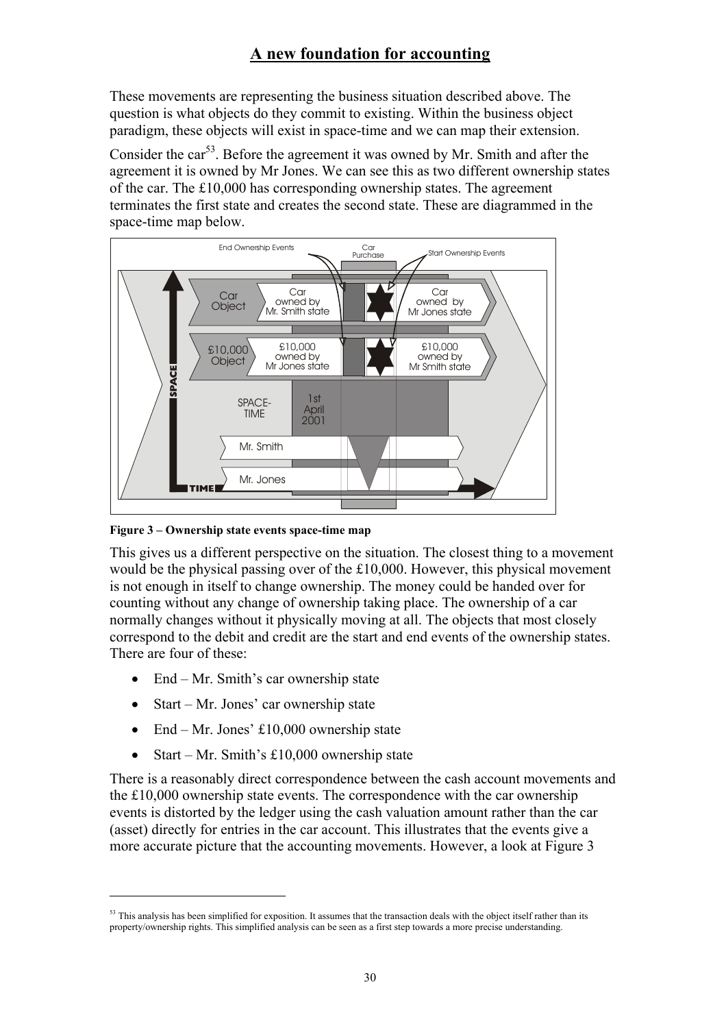These movements are representing the business situation described above. The question is what objects do they commit to existing. Within the business object paradigm, these objects will exist in space-time and we can map their extension.

Consider the car[53]. Before the agreement it was owned by Mr. Smith and after the agreement it is owned by Mr Jones. We can see this as two different ownership states of the car. The £10,000 has corresponding ownership states. The agreement terminates the first state and creates the second state. These are diagrammed in the space-time map below.

**Figure 3 – Ownership state events space-time map**

This gives us a different perspective on the situation. The closest thing to a movement would be the physical passing over of the £10,000. However, this physical movement is not enough in itself to change ownership. The money could be handed over for counting without any change of ownership taking place. The ownership of a car normally changes without it physically moving at all. The objects that most closely correspond to the debit and credit are the start and end events of the ownership states. There are four of these:

- End – Mr. Smith's car ownership state
- Start – Mr. Jones' car ownership state
- End – Mr. Jones' £10,000 ownership state
- Start – Mr. Smith's £10,000 ownership state

There is a reasonably direct correspondence between the cash account movements and the £10,000 ownership state events. The correspondence with the car ownership events is distorted by the ledger using the cash valuation amount rather than the car (asset) directly for entries in the car account. This illustrates that the events give a more accurate picture that the accounting movements. However, a look at Figure 3

[53] This analysis has been simplified for exposition. It assumes that the transaction deals with the object itself rather than its property/ownership rights. This simplified analysis can be seen as a first step towards a more precise understanding.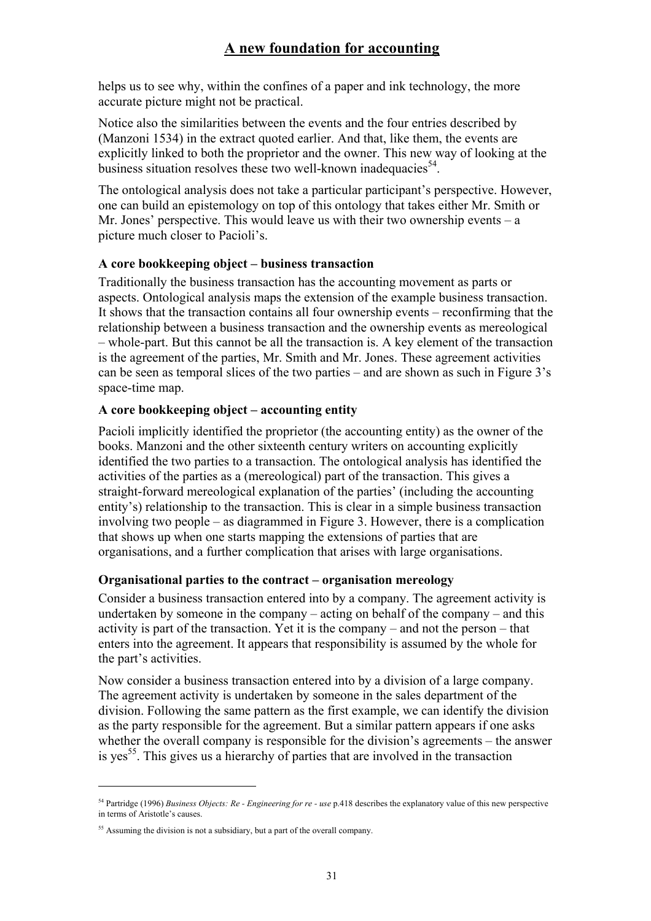helps us to see why, within the confines of a paper and ink technology, the more accurate picture might not be practical.

Notice also the similarities between the events and the four entries described by (Manzoni 1534) in the extract quoted earlier. And that, like them, the events are explicitly linked to both the proprietor and the owner. This new way of looking at the business situation resolves these two well-known inadequacies[54].

The ontological analysis does not take a particular participant's perspective. However, one can build an epistemology on top of this ontology that takes either Mr. Smith or Mr. Jones' perspective. This would leave us with their two ownership events – a picture much closer to Pacioli's.

**A core bookkeeping object – business transaction**

Traditionally the business transaction has the accounting movement as parts or aspects. Ontological analysis maps the extension of the example business transaction. It shows that the transaction contains all four ownership events – reconfirming that the relationship between a business transaction and the ownership events as mereological – whole-part. But this cannot be all the transaction is. A key element of the transaction is the agreement of the parties, Mr. Smith and Mr. Jones. These agreement activities can be seen as temporal slices of the two parties – and are shown as such in Figure 3's space-time map.

**A core bookkeeping object – accounting entity**

Pacioli implicitly identified the proprietor (the accounting entity) as the owner of the books. Manzoni and the other sixteenth century writers on accounting explicitly identified the two parties to a transaction. The ontological analysis has identified the activities of the parties as a (mereological) part of the transaction. This gives a straight-forward mereological explanation of the parties' (including the accounting entity's) relationship to the transaction. This is clear in a simple business transaction involving two people – as diagrammed in Figure 3. However, there is a complication that shows up when one starts mapping the extensions of parties that are organisations, and a further complication that arises with large organisations.

**Organisational parties to the contract – organisation mereology**

Consider a business transaction entered into by a company. The agreement activity is undertaken by someone in the company – acting on behalf of the company – and this activity is part of the transaction. Yet it is the company – and not the person – that enters into the agreement. It appears that responsibility is assumed by the whole for the part's activities.

Now consider a business transaction entered into by a division of a large company. The agreement activity is undertaken by someone in the sales department of the division. Following the same pattern as the first example, we can identify the division as the party responsible for the agreement. But a similar pattern appears if one asks whether the overall company is responsible for the division's agreements – the answer is yes[55]. This gives us a hierarchy of parties that are involved in the transaction

---

[54] Partridge (1996) *Business Objects: Re - Engineering for re - use* p.418 describes the explanatory value of this new perspective in terms of Aristotle's causes.

[55] Assuming the division is not a subsidiary, but a part of the overall company.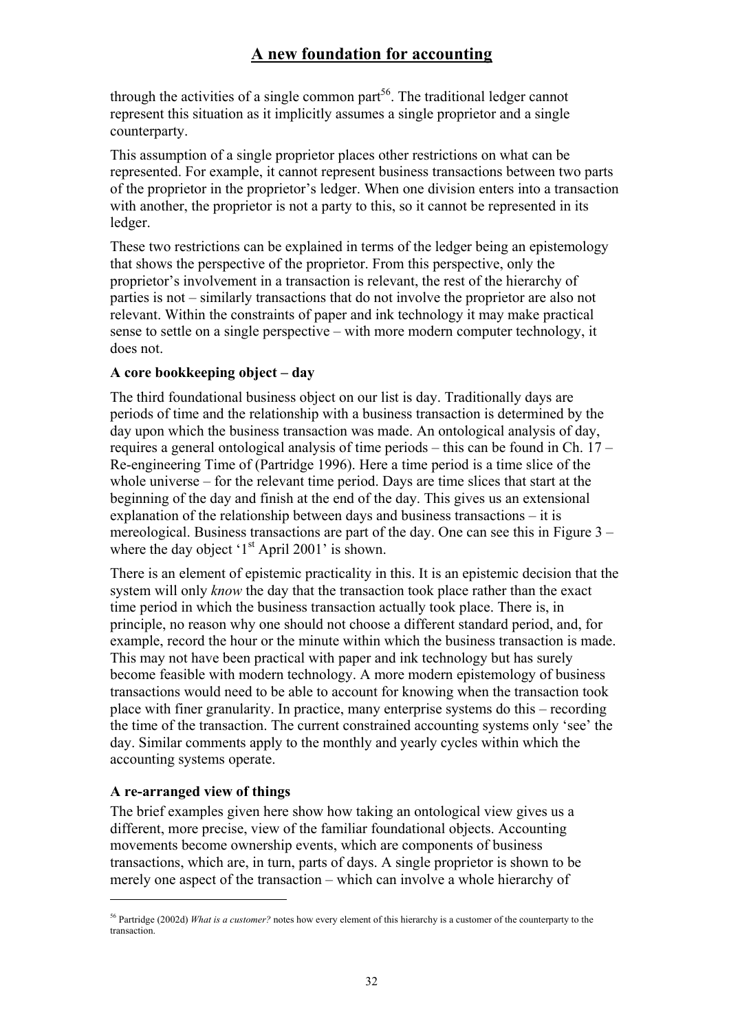through the activities of a single common part[56]. The traditional ledger cannot represent this situation as it implicitly assumes a single proprietor and a single counterparty.

This assumption of a single proprietor places other restrictions on what can be represented. For example, it cannot represent business transactions between two parts of the proprietor in the proprietor's ledger. When one division enters into a transaction with another, the proprietor is not a party to this, so it cannot be represented in its ledger.

These two restrictions can be explained in terms of the ledger being an epistemology that shows the perspective of the proprietor. From this perspective, only the proprietor's involvement in a transaction is relevant, the rest of the hierarchy of parties is not – similarly transactions that do not involve the proprietor are also not relevant. Within the constraints of paper and ink technology it may make practical sense to settle on a single perspective – with more modern computer technology, it does not.

### A core bookkeeping object – day

The third foundational business object on our list is day. Traditionally days are periods of time and the relationship with a business transaction is determined by the day upon which the business transaction was made. An ontological analysis of day, requires a general ontological analysis of time periods – this can be found in Ch. 17 – Re-engineering Time of (Partridge 1996). Here a time period is a time slice of the whole universe – for the relevant time period. Days are time slices that start at the beginning of the day and finish at the end of the day. This gives us an extensional explanation of the relationship between days and business transactions – it is mereological. Business transactions are part of the day. One can see this in Figure 3 – where the day object '1st April 2001' is shown.

There is an element of epistemic practicality in this. It is an epistemic decision that the system will only *know* the day that the transaction took place rather than the exact time period in which the business transaction actually took place. There is, in principle, no reason why one should not choose a different standard period, and, for example, record the hour or the minute within which the business transaction is made. This may not have been practical with paper and ink technology but has surely become feasible with modern technology. A more modern epistemology of business transactions would need to be able to account for knowing when the transaction took place with finer granularity. In practice, many enterprise systems do this – recording the time of the transaction. The current constrained accounting systems only 'see' the day. Similar comments apply to the monthly and yearly cycles within which the accounting systems operate.

### A re-arranged view of things

The brief examples given here show how taking an ontological view gives us a different, more precise, view of the familiar foundational objects. Accounting movements become ownership events, which are components of business transactions, which are, in turn, parts of days. A single proprietor is shown to be merely one aspect of the transaction – which can involve a whole hierarchy of

---

[56] Partridge (2002d) *What is a customer?* notes how every element of this hierarchy is a customer of the counterparty to the transaction.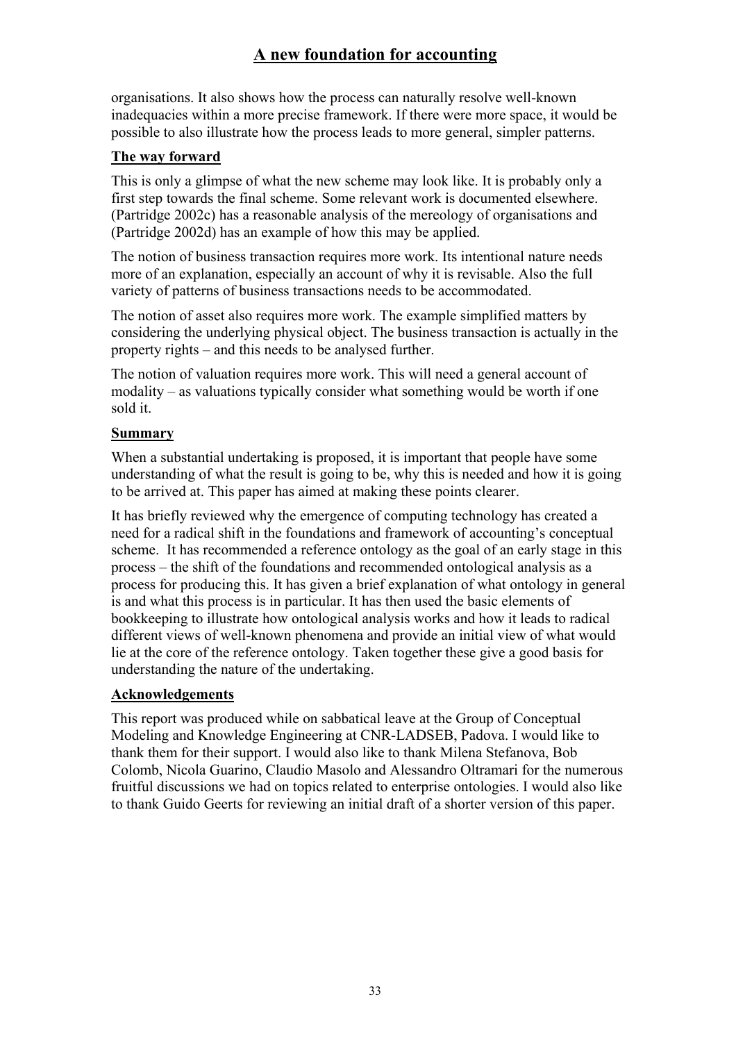organisations. It also shows how the process can naturally resolve well-known inadequacies within a more precise framework. If there were more space, it would be possible to also illustrate how the process leads to more general, simpler patterns.

## The way forward

This is only a glimpse of what the new scheme may look like. It is probably only a first step towards the final scheme. Some relevant work is documented elsewhere. (Partridge 2002c) has a reasonable analysis of the mereology of organisations and (Partridge 2002d) has an example of how this may be applied.

The notion of business transaction requires more work. Its intentional nature needs more of an explanation, especially an account of why it is revisable. Also the full variety of patterns of business transactions needs to be accommodated.

The notion of asset also requires more work. The example simplified matters by considering the underlying physical object. The business transaction is actually in the property rights – and this needs to be analysed further.

The notion of valuation requires more work. This will need a general account of modality – as valuations typically consider what something would be worth if one sold it.

## Summary

When a substantial undertaking is proposed, it is important that people have some understanding of what the result is going to be, why this is needed and how it is going to be arrived at. This paper has aimed at making these points clearer.

It has briefly reviewed why the emergence of computing technology has created a need for a radical shift in the foundations and framework of accounting's conceptual scheme. It has recommended a reference ontology as the goal of an early stage in this process – the shift of the foundations and recommended ontological analysis as a process for producing this. It has given a brief explanation of what ontology in general is and what this process is in particular. It has then used the basic elements of bookkeeping to illustrate how ontological analysis works and how it leads to radical different views of well-known phenomena and provide an initial view of what would lie at the core of the reference ontology. Taken together these give a good basis for understanding the nature of the undertaking.

## Acknowledgements

This report was produced while on sabbatical leave at the Group of Conceptual Modeling and Knowledge Engineering at CNR-LADSEB, Padova. I would like to thank them for their support. I would also like to thank Milena Stefanova, Bob Colomb, Nicola Guarino, Claudio Masolo and Alessandro Oltramari for the numerous fruitful discussions we had on topics related to enterprise ontologies. I would also like to thank Guido Geerts for reviewing an initial draft of a shorter version of this paper.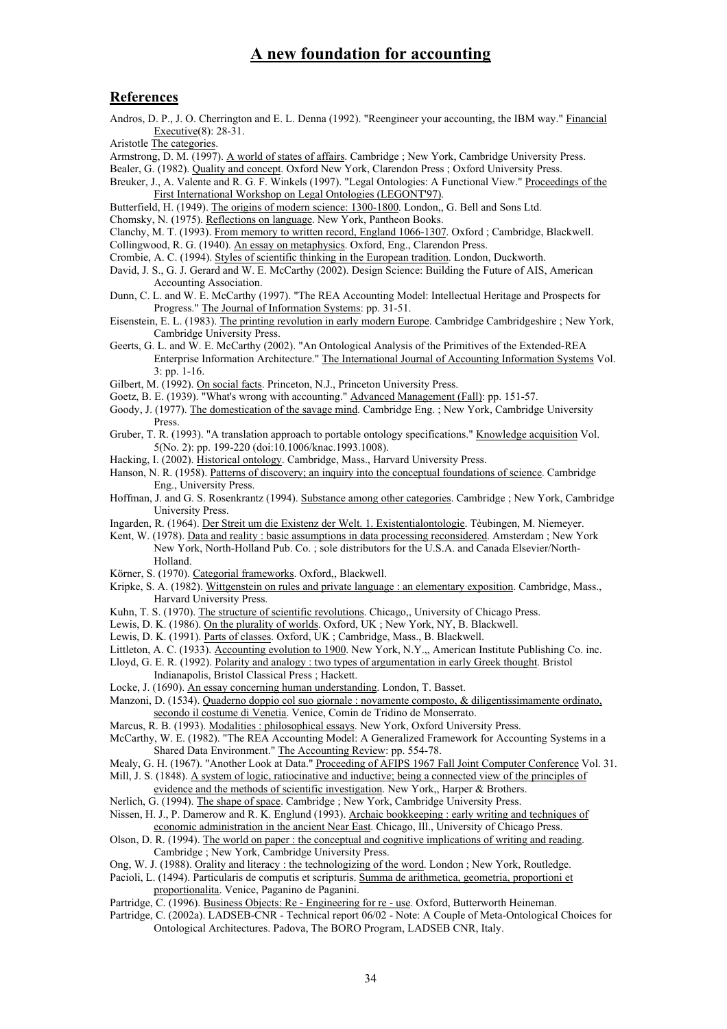## References

Andros, D. P., J. O. Cherrington and E. L. Denna (1992). "Reengineer your accounting, the IBM way." Financial Executive(8): 28-31.

Aristotle The categories.

Armstrong, D. M. (1997). A world of states of affairs. Cambridge ; New York, Cambridge University Press.

Bealer, G. (1982). Quality and concept. Oxford New York, Clarendon Press ; Oxford University Press.

Breuker, J., A. Valente and R. G. F. Winkels (1997). "Legal Ontologies: A Functional View." Proceedings of the First International Workshop on Legal Ontologies (LEGONT'97).

Butterfield, H. (1949). The origins of modern science: 1300-1800. London,, G. Bell and Sons Ltd.

Chomsky, N. (1975). Reflections on language. New York, Pantheon Books.

Clanchy, M. T. (1993). From memory to written record, England 1066-1307. Oxford ; Cambridge, Blackwell.

Collingwood, R. G. (1940). An essay on metaphysics. Oxford, Eng., Clarendon Press.

Crombie, A. C. (1994). Styles of scientific thinking in the European tradition. London, Duckworth.

David, J. S., G. J. Gerard and W. E. McCarthy (2002). Design Science: Building the Future of AIS, American Accounting Association.

Dunn, C. L. and W. E. McCarthy (1997). "The REA Accounting Model: Intellectual Heritage and Prospects for Progress." The Journal of Information Systems: pp. 31-51.

Eisenstein, E. L. (1983). The printing revolution in early modern Europe. Cambridge Cambridgeshire ; New York, Cambridge University Press.

Geerts, G. L. and W. E. McCarthy (2002). "An Ontological Analysis of the Primitives of the Extended-REA Enterprise Information Architecture." The International Journal of Accounting Information Systems Vol. 3: pp. 1-16.

Gilbert, M. (1992). On social facts. Princeton, N.J., Princeton University Press.

Goetz, B. E. (1939). "What's wrong with accounting." Advanced Management (Fall): pp. 151-57.

Goody, J. (1977). The domestication of the savage mind. Cambridge Eng. ; New York, Cambridge University Press.

Gruber, T. R. (1993). "A translation approach to portable ontology specifications." Knowledge acquisition Vol. 5(No. 2): pp. 199-220 (doi:10.1006/knac.1993.1008).

Hacking, I. (2002). Historical ontology. Cambridge, Mass., Harvard University Press.

Hanson, N. R. (1958). Patterns of discovery; an inquiry into the conceptual foundations of science. Cambridge Eng., University Press.

Hoffman, J. and G. S. Rosenkrantz (1994). Substance among other categories. Cambridge ; New York, Cambridge University Press.

Ingarden, R. (1964). Der Streit um die Existenz der Welt. 1. Existentialontologie. Tèubingen, M. Niemeyer.

Kent, W. (1978). Data and reality : basic assumptions in data processing reconsidered. Amsterdam ; New York New York, North-Holland Pub. Co. ; sole distributors for the U.S.A. and Canada Elsevier/North-Holland.

Körner, S. (1970). Categorial frameworks. Oxford,, Blackwell.

Kripke, S. A. (1982). Wittgenstein on rules and private language : an elementary exposition. Cambridge, Mass., Harvard University Press.

Kuhn, T. S. (1970). The structure of scientific revolutions. Chicago,, University of Chicago Press.

Lewis, D. K. (1986). On the plurality of worlds. Oxford, UK ; New York, NY, B. Blackwell.

Lewis, D. K. (1991). Parts of classes. Oxford, UK ; Cambridge, Mass., B. Blackwell.

Littleton, A. C. (1933). Accounting evolution to 1900. New York, N.Y.,, American Institute Publishing Co. inc.

Lloyd, G. E. R. (1992). Polarity and analogy : two types of argumentation in early Greek thought. Bristol Indianapolis, Bristol Classical Press ; Hackett.

Locke, J. (1690). An essay concerning human understanding. London, T. Basset.

Manzoni, D. (1534). Quaderno doppio col suo giornale : novamente composto, & diligentissimamente ordinato, secondo il costume di Venetia. Venice, Comin de Tridino de Monserrato.

Marcus, R. B. (1993). Modalities : philosophical essays. New York, Oxford University Press.

McCarthy, W. E. (1982). "The REA Accounting Model: A Generalized Framework for Accounting Systems in a Shared Data Environment." The Accounting Review: pp. 554-78.

Mealy, G. H. (1967). "Another Look at Data." Proceeding of AFIPS 1967 Fall Joint Computer Conference Vol. 31.

Mill, J. S. (1848). A system of logic, ratiocinative and inductive; being a connected view of the principles of evidence and the methods of scientific investigation. New York,, Harper & Brothers.

Nerlich, G. (1994). The shape of space. Cambridge ; New York, Cambridge University Press.

Nissen, H. J., P. Damerow and R. K. Englund (1993). Archaic bookkeeping : early writing and techniques of economic administration in the ancient Near East. Chicago, Ill., University of Chicago Press.

Olson, D. R. (1994). The world on paper : the conceptual and cognitive implications of writing and reading. Cambridge ; New York, Cambridge University Press.

Ong, W. J. (1988). Orality and literacy : the technologizing of the word. London ; New York, Routledge.

Pacioli, L. (1494). Particularis de computis et scripturis. Summa de arithmetica, geometria, proportioni et proportionalita. Venice, Paganino de Paganini.

Partridge, C. (1996). Business Objects: Re - Engineering for re - use. Oxford, Butterworth Heineman.

Partridge, C. (2002a). LADSEB-CNR - Technical report 06/02 - Note: A Couple of Meta-Ontological Choices for Ontological Architectures. Padova, The BORO Program, LADSEB CNR, Italy.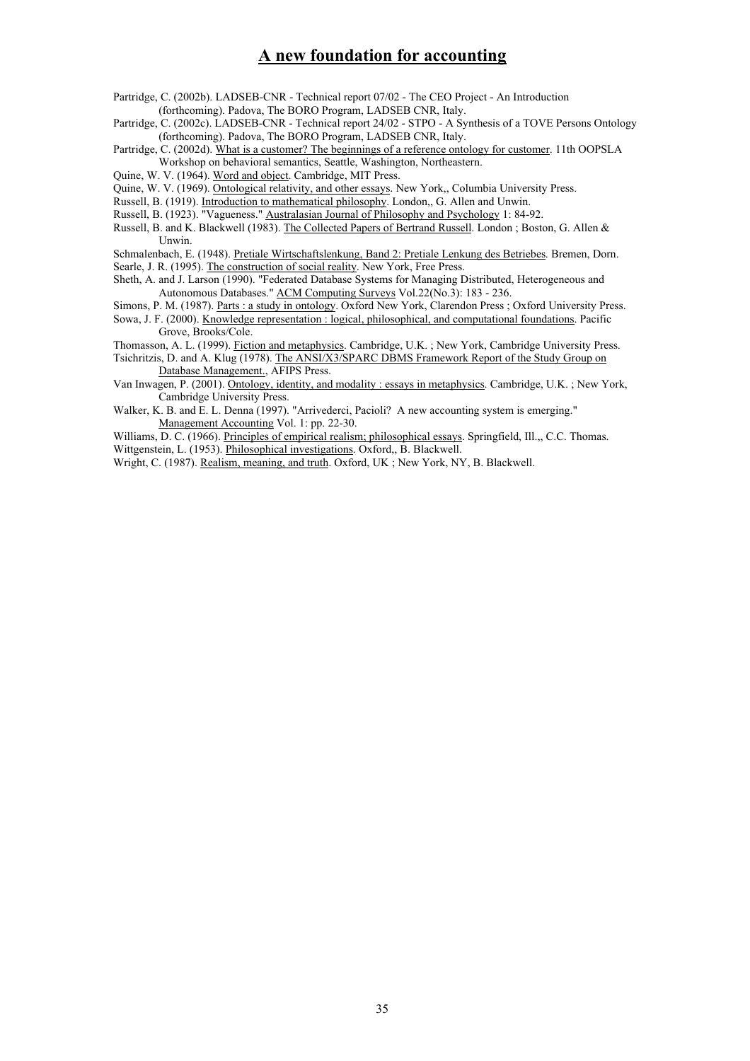Partridge, C. (2002b). LADSEB-CNR - Technical report 07/02 - The CEO Project - An Introduction (forthcoming). Padova, The BORO Program, LADSEB CNR, Italy.

Partridge, C. (2002c). LADSEB-CNR - Technical report 24/02 - STPO - A Synthesis of a TOVE Persons Ontology (forthcoming). Padova, The BORO Program, LADSEB CNR, Italy.

Partridge, C. (2002d). What is a customer? The beginnings of a reference ontology for customer. 11th OOPSLA Workshop on behavioral semantics, Seattle, Washington, Northeastern.

Quine, W. V. (1964). Word and object. Cambridge, MIT Press.

Quine, W. V. (1969). Ontological relativity, and other essays. New York,, Columbia University Press.

Russell, B. (1919). Introduction to mathematical philosophy. London,, G. Allen and Unwin.

Russell, B. (1923). "Vagueness." Australasian Journal of Philosophy and Psychology 1: 84-92.

Russell, B. and K. Blackwell (1983). The Collected Papers of Bertrand Russell. London ; Boston, G. Allen & Unwin.

Schmalenbach, E. (1948). Pretiale Wirtschaftslenkung, Band 2: Pretiale Lenkung des Betriebes. Bremen, Dorn.

Searle, J. R. (1995). The construction of social reality. New York, Free Press.

Sheth, A. and J. Larson (1990). "Federated Database Systems for Managing Distributed, Heterogeneous and Autonomous Databases." ACM Computing Surveys Vol.22(No.3): 183 - 236.

Simons, P. M. (1987). Parts : a study in ontology. Oxford New York, Clarendon Press ; Oxford University Press.

Sowa, J. F. (2000). Knowledge representation : logical, philosophical, and computational foundations. Pacific Grove, Brooks/Cole.

Thomasson, A. L. (1999). Fiction and metaphysics. Cambridge, U.K. ; New York, Cambridge University Press.

Tsichritzis, D. and A. Klug (1978). The ANSI/X3/SPARC DBMS Framework Report of the Study Group on Database Management., AFIPS Press.

Van Inwagen, P. (2001). Ontology, identity, and modality : essays in metaphysics. Cambridge, U.K. ; New York, Cambridge University Press.

Walker, K. B. and E. L. Denna (1997). "Arrivederci, Pacioli? A new accounting system is emerging." Management Accounting Vol. 1: pp. 22-30.

Williams, D. C. (1966). Principles of empirical realism; philosophical essays. Springfield, Ill.,, C.C. Thomas.

Wittgenstein, L. (1953). Philosophical investigations. Oxford,, B. Blackwell.

Wright, C. (1987). Realism, meaning, and truth. Oxford, UK ; New York, NY, B. Blackwell.